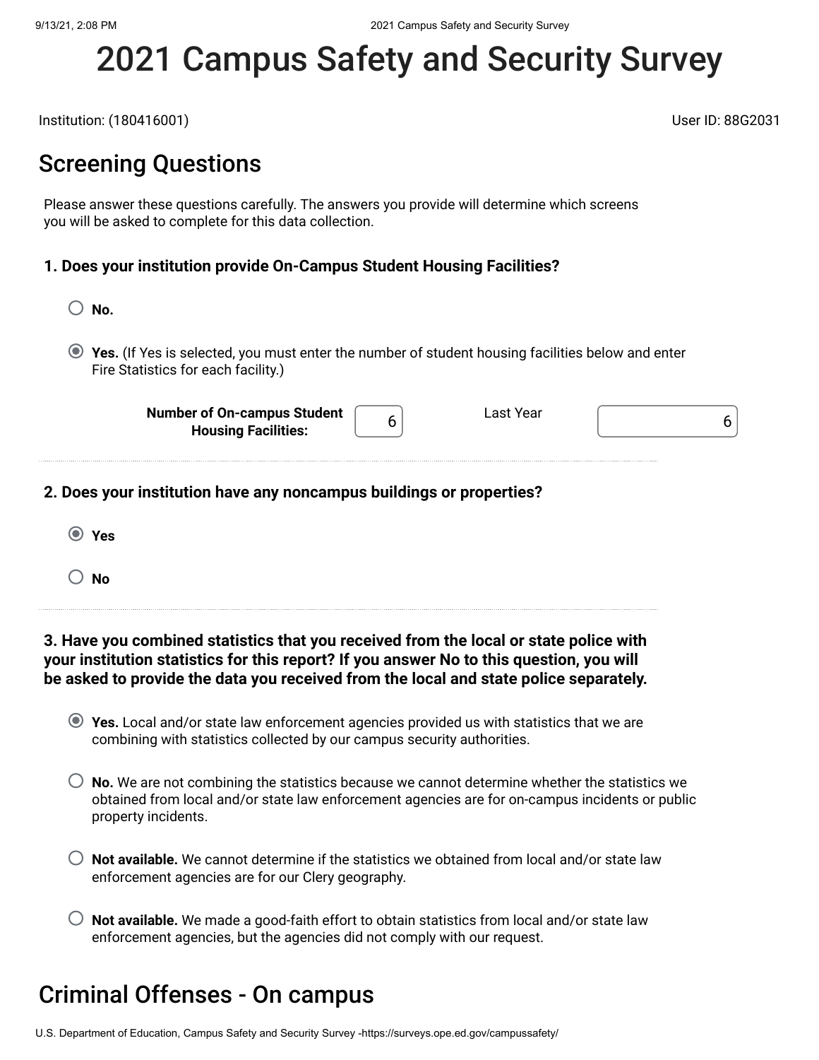# 2021 Campus Safety and Security Survey

Institution: (180416001)

User ID: 88G2031

## Screening Questions

Please answer these questions carefully. The answers you provide will determine which screens you will be asked to complete for this data collection.

**1. Does your institution provide On-Campus Student Housing Facilities?**

- ○ **No.**
- ◉ **Yes.** (If Yes is selected, you must enter the number of student housing facilities below and enter Fire Statistics for each facility.)

| **Number of On-campus Student Housing Facilities:** | 6 | Last Year | 6 |
|---|---|---|---|

**2. Does your institution have any noncampus buildings or properties?**

- ◉ **Yes**
- ○ **No**

**3. Have you combined statistics that you received from the local or state police with your institution statistics for this report? If you answer No to this question, you will be asked to provide the data you received from the local and state police separately.**

- ◉ **Yes.** Local and/or state law enforcement agencies provided us with statistics that we are combining with statistics collected by our campus security authorities.
- ○ **No.** We are not combining the statistics because we cannot determine whether the statistics we obtained from local and/or state law enforcement agencies are for on-campus incidents or public property incidents.
- ○ **Not available.** We cannot determine if the statistics we obtained from local and/or state law enforcement agencies are for our Clery geography.
- ○ **Not available.** We made a good-faith effort to obtain statistics from local and/or state law enforcement agencies, but the agencies did not comply with our request.

## Criminal Offenses - On campus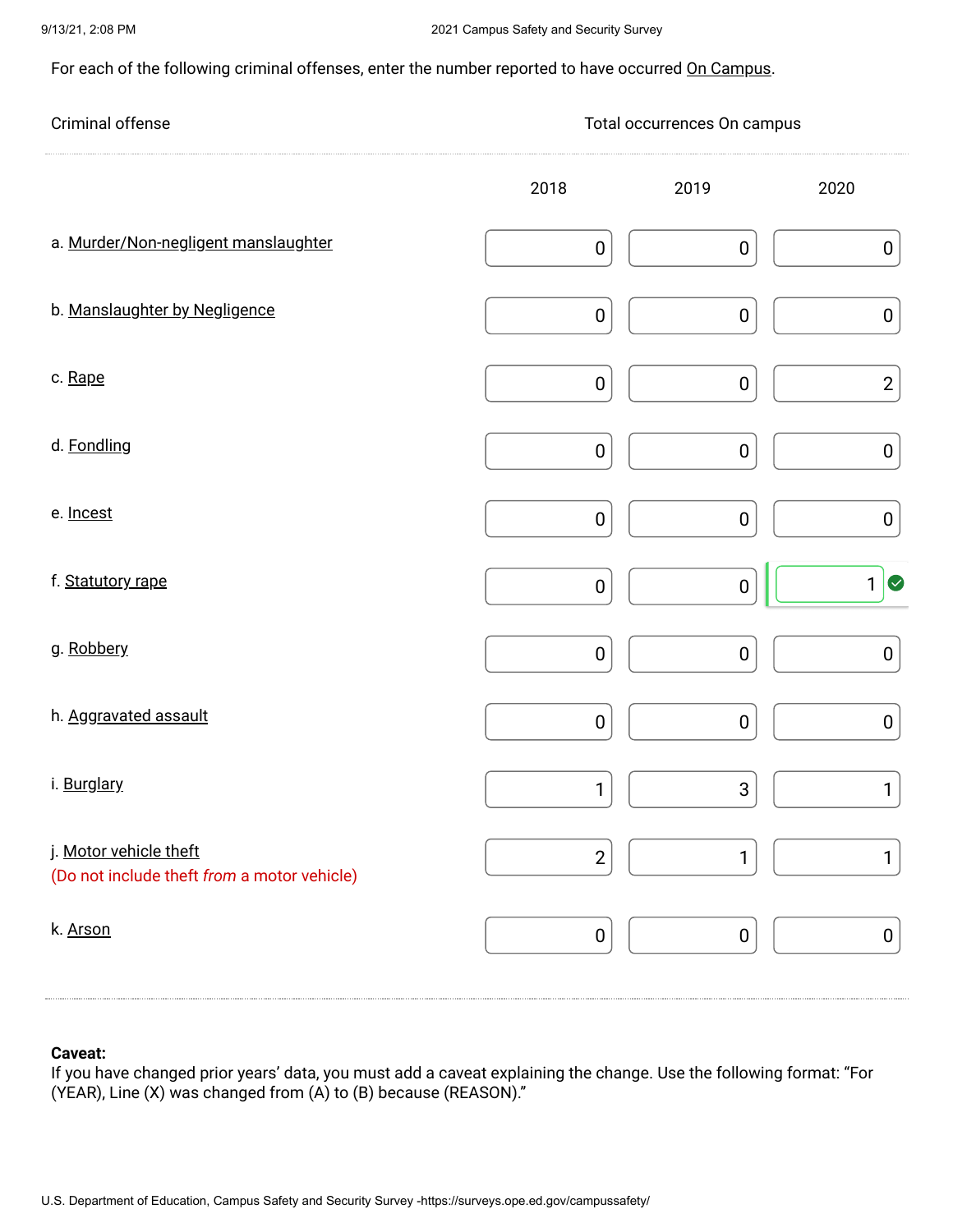For each of the following criminal offenses, enter the number reported to have occurred On Campus.

| Criminal offense | Total occurrences On campus | | |
|---|---|---|---|
| | 2018 | 2019 | 2020 |
| a. Murder/Non-negligent manslaughter | 0 | 0 | 0 |
| b. Manslaughter by Negligence | 0 | 0 | 0 |
| c. Rape | 0 | 0 | 2 |
| d. Fondling | 0 | 0 | 0 |
| e. Incest | 0 | 0 | 0 |
| f. Statutory rape | 0 | 0 | 1 |
| g. Robbery | 0 | 0 | 0 |
| h. Aggravated assault | 0 | 0 | 0 |
| i. Burglary | 1 | 3 | 1 |
| j. Motor vehicle theft (Do not include theft *from* a motor vehicle) | 2 | 1 | 1 |
| k. Arson | 0 | 0 | 0 |

**Caveat:**
If you have changed prior years' data, you must add a caveat explaining the change. Use the following format: "For (YEAR), Line (X) was changed from (A) to (B) because (REASON)."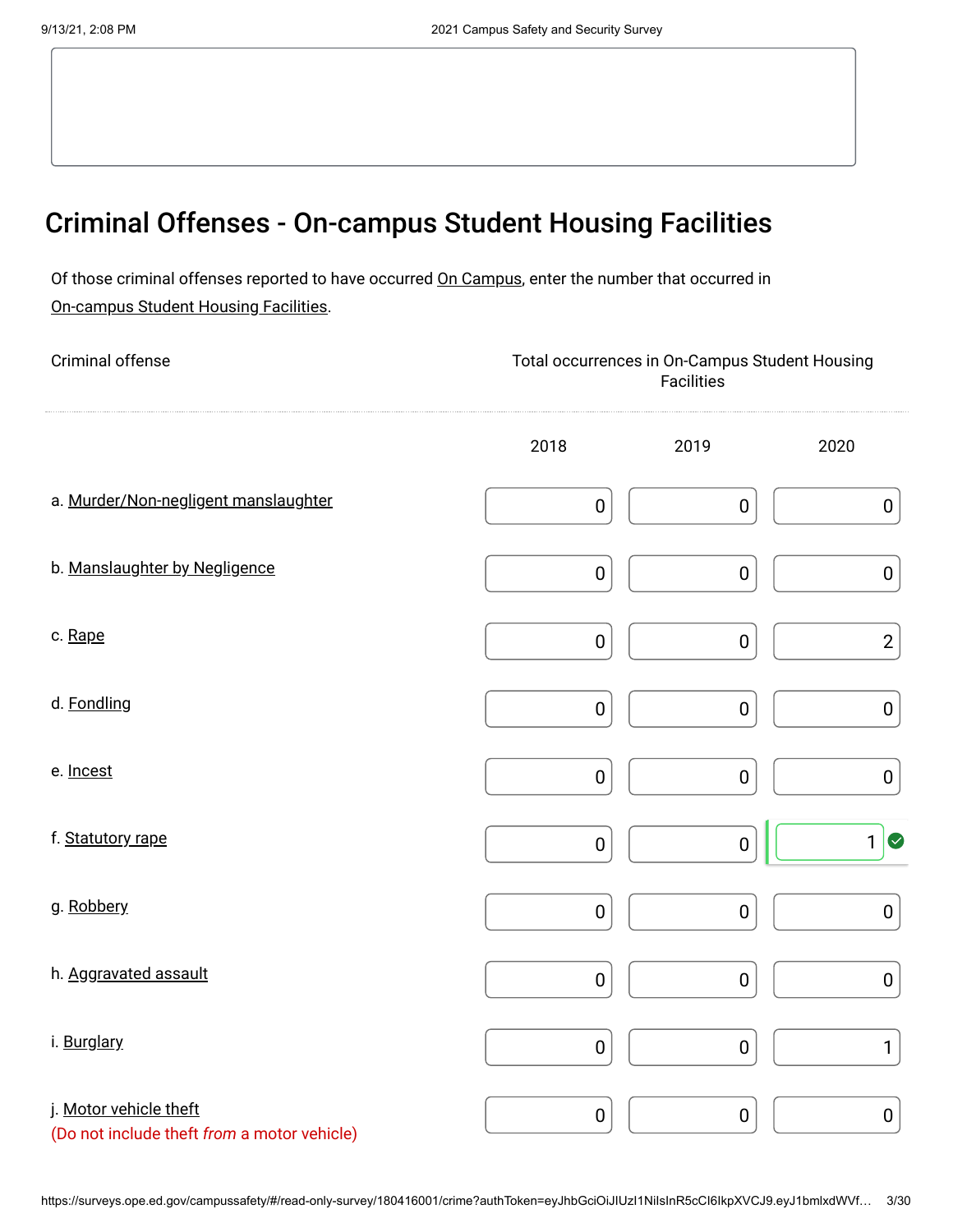## Criminal Offenses - On-campus Student Housing Facilities

Of those criminal offenses reported to have occurred On Campus, enter the number that occurred in On-campus Student Housing Facilities.

| Criminal offense | Total occurrences in On-Campus Student Housing Facilities | | |
|---|---|---|---|
| | 2018 | 2019 | 2020 |
| a. Murder/Non-negligent manslaughter | 0 | 0 | 0 |
| b. Manslaughter by Negligence | 0 | 0 | 0 |
| c. Rape | 0 | 0 | 2 |
| d. Fondling | 0 | 0 | 0 |
| e. Incest | 0 | 0 | 0 |
| f. Statutory rape | 0 | 0 | 1 |
| g. Robbery | 0 | 0 | 0 |
| h. Aggravated assault | 0 | 0 | 0 |
| i. Burglary | 0 | 0 | 1 |
| j. Motor vehicle theft (Do not include theft *from* a motor vehicle) | 0 | 0 | 0 |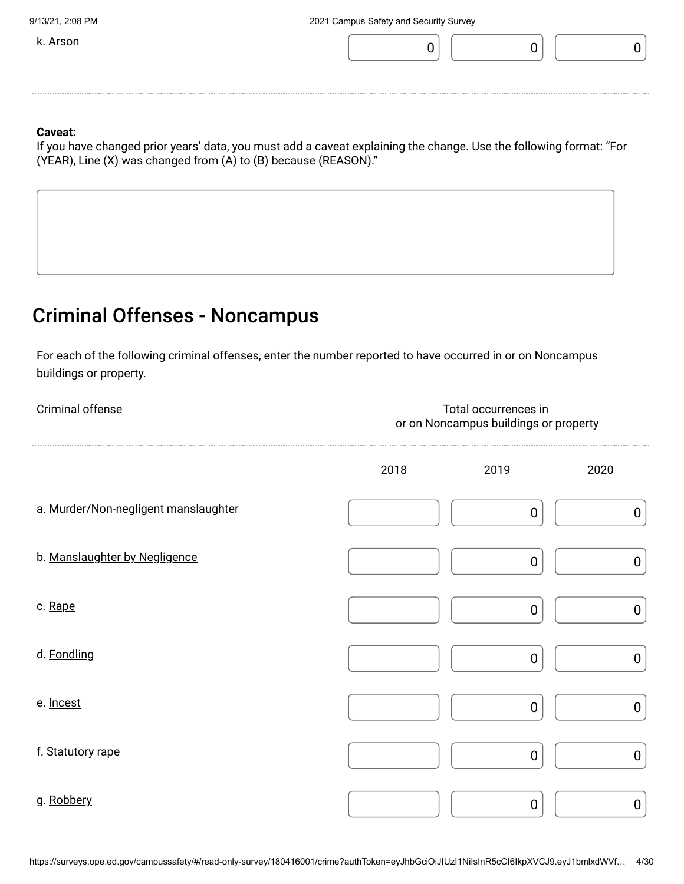| | | | |
|---|---|---|---|
| k. Arson | 0 | 0 | 0 |

**Caveat:**
If you have changed prior years' data, you must add a caveat explaining the change. Use the following format: "For (YEAR), Line (X) was changed from (A) to (B) because (REASON)."

## Criminal Offenses - Noncampus

For each of the following criminal offenses, enter the number reported to have occurred in or on Noncampus buildings or property.

| Criminal offense | Total occurrences in or on Noncampus buildings or property | | |
|---|---|---|---|
| | 2018 | 2019 | 2020 |
| a. Murder/Non-negligent manslaughter | | 0 | 0 |
| b. Manslaughter by Negligence | | 0 | 0 |
| c. Rape | | 0 | 0 |
| d. Fondling | | 0 | 0 |
| e. Incest | | 0 | 0 |
| f. Statutory rape | | 0 | 0 |
| g. Robbery | | 0 | 0 |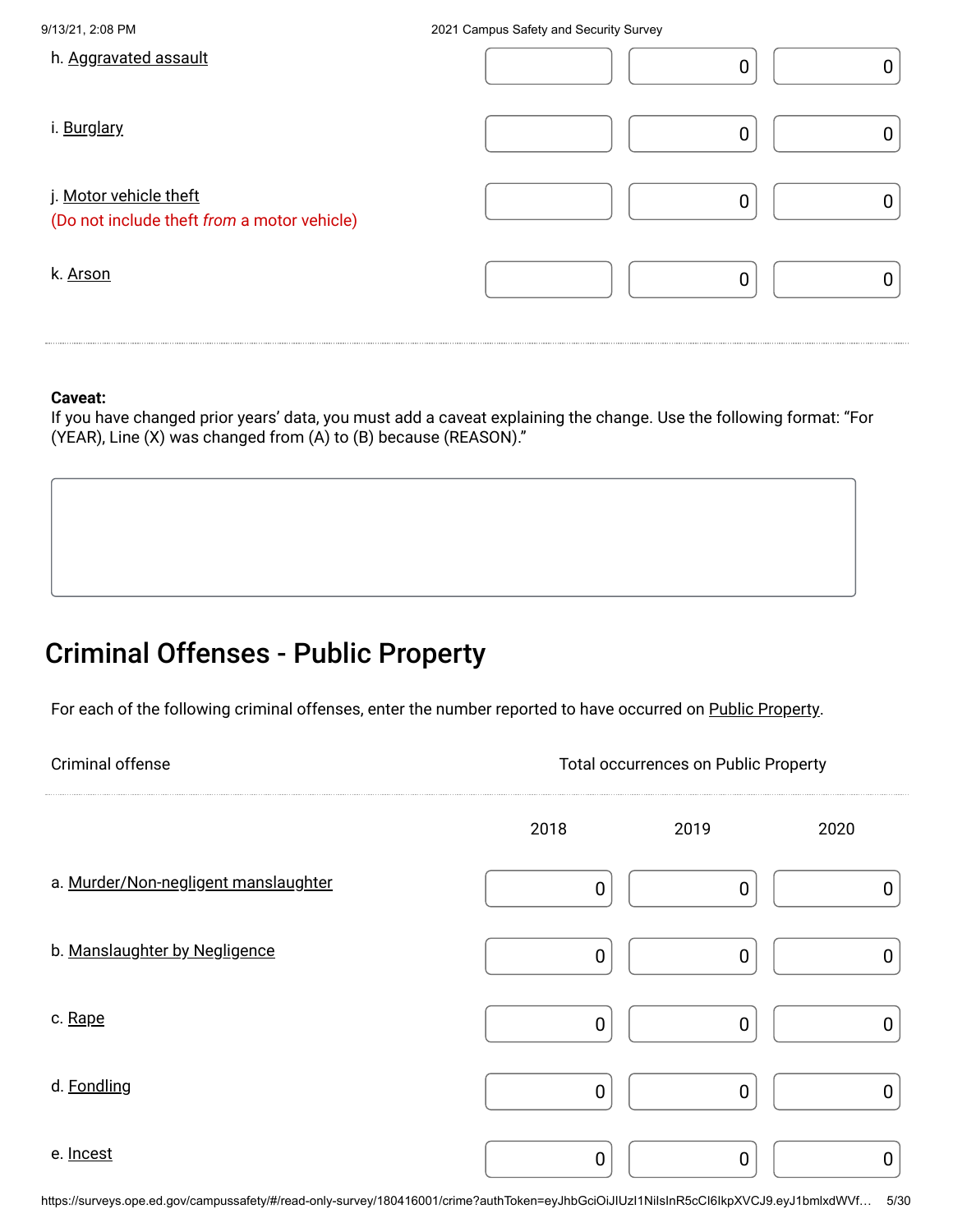| | | | |
|---|---|---|---|
| h. Aggravated assault | | 0 | 0 |
| i. Burglary | | 0 | 0 |
| j. Motor vehicle theft (Do not include theft *from* a motor vehicle) | | 0 | 0 |
| k. Arson | | 0 | 0 |

**Caveat:**
If you have changed prior years' data, you must add a caveat explaining the change. Use the following format: "For (YEAR), Line (X) was changed from (A) to (B) because (REASON)."

## Criminal Offenses - Public Property

For each of the following criminal offenses, enter the number reported to have occurred on Public Property.

| Criminal offense | Total occurrences on Public Property | | |
|---|---|---|---|
| | 2018 | 2019 | 2020 |
| a. Murder/Non-negligent manslaughter | 0 | 0 | 0 |
| b. Manslaughter by Negligence | 0 | 0 | 0 |
| c. Rape | 0 | 0 | 0 |
| d. Fondling | 0 | 0 | 0 |
| e. Incest | 0 | 0 | 0 |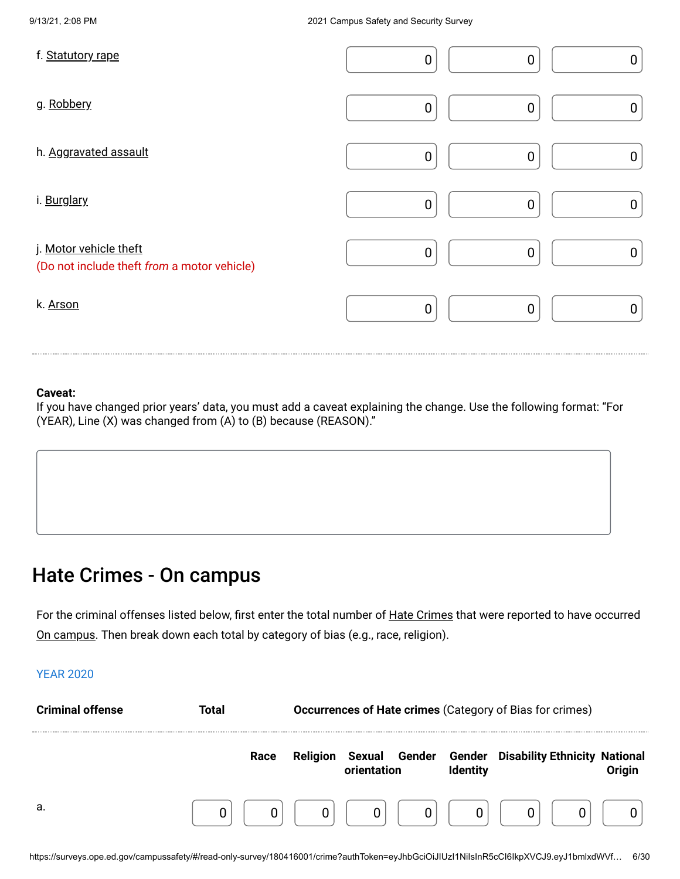| | | | |
|---|---|---|---|
| f. Statutory rape | 0 | 0 | 0 |
| g. Robbery | 0 | 0 | 0 |
| h. Aggravated assault | 0 | 0 | 0 |
| i. Burglary | 0 | 0 | 0 |
| j. Motor vehicle theft (Do not include theft *from* a motor vehicle) | 0 | 0 | 0 |
| k. Arson | 0 | 0 | 0 |

**Caveat:**
If you have changed prior years' data, you must add a caveat explaining the change. Use the following format: "For (YEAR), Line (X) was changed from (A) to (B) because (REASON)."

## Hate Crimes - On campus

For the criminal offenses listed below, first enter the total number of Hate Crimes that were reported to have occurred On campus. Then break down each total by category of bias (e.g., race, religion).

YEAR 2020

| Criminal offense | Total | Occurrences of Hate crimes (Category of Bias for crimes) | | | | | | | |
|---|---|---|---|---|---|---|---|---|---|
| | | Race | Religion | Sexual orientation | Gender | Gender Identity | Disability | Ethnicity | National Origin |
| a. | 0 | 0 | 0 | 0 | 0 | 0 | 0 | 0 | 0 |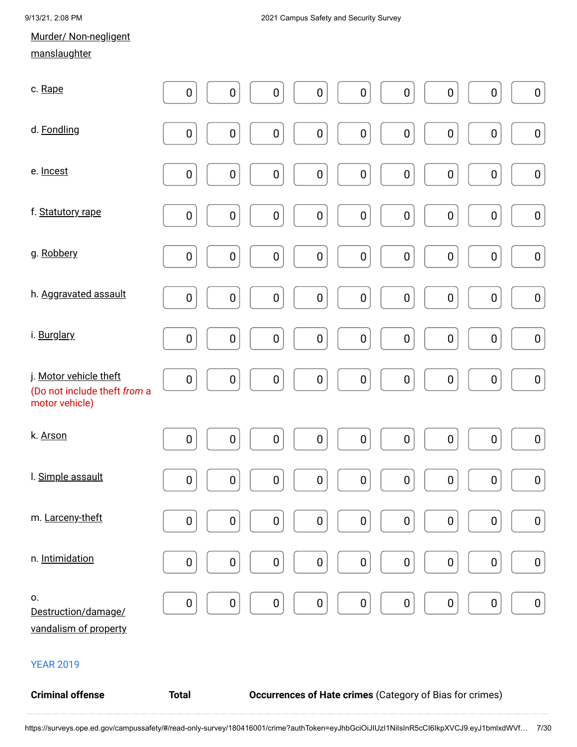Murder/ Non-negligent manslaughter

| | | | | | | | | | |
|---|---|---|---|---|---|---|---|---|---|
| c. Rape | 0 | 0 | 0 | 0 | 0 | 0 | 0 | 0 | 0 |
| d. Fondling | 0 | 0 | 0 | 0 | 0 | 0 | 0 | 0 | 0 |
| e. Incest | 0 | 0 | 0 | 0 | 0 | 0 | 0 | 0 | 0 |
| f. Statutory rape | 0 | 0 | 0 | 0 | 0 | 0 | 0 | 0 | 0 |
| g. Robbery | 0 | 0 | 0 | 0 | 0 | 0 | 0 | 0 | 0 |
| h. Aggravated assault | 0 | 0 | 0 | 0 | 0 | 0 | 0 | 0 | 0 |
| i. Burglary | 0 | 0 | 0 | 0 | 0 | 0 | 0 | 0 | 0 |
| j. Motor vehicle theft (Do not include theft *from* a motor vehicle) | 0 | 0 | 0 | 0 | 0 | 0 | 0 | 0 | 0 |
| k. Arson | 0 | 0 | 0 | 0 | 0 | 0 | 0 | 0 | 0 |
| l. Simple assault | 0 | 0 | 0 | 0 | 0 | 0 | 0 | 0 | 0 |
| m. Larceny-theft | 0 | 0 | 0 | 0 | 0 | 0 | 0 | 0 | 0 |
| n. Intimidation | 0 | 0 | 0 | 0 | 0 | 0 | 0 | 0 | 0 |
| o. Destruction/damage/ vandalism of property | 0 | 0 | 0 | 0 | 0 | 0 | 0 | 0 | 0 |

YEAR 2019

| Criminal offense | Total | **Occurrences of Hate crimes** (Category of Bias for crimes) |
|---|---|---|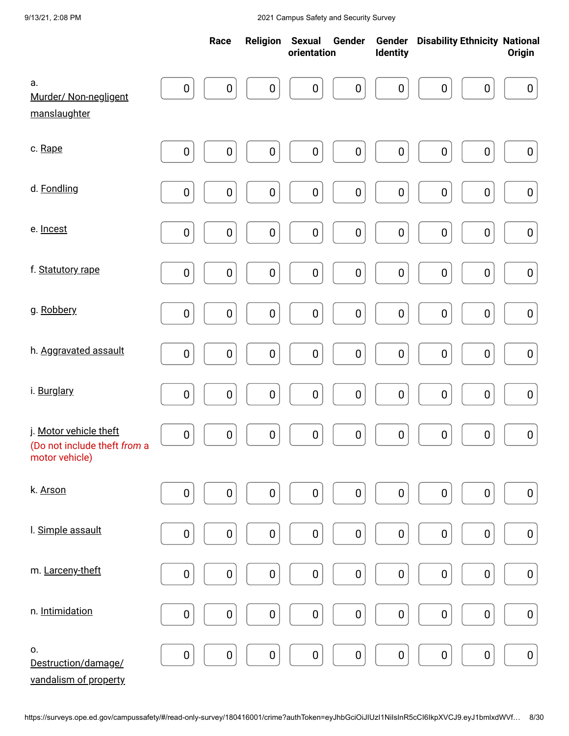| | | Race | Religion | Sexual orientation | Gender | Gender Identity | Disability | Ethnicity | National Origin |
|---|---|---|---|---|---|---|---|---|---|
| a. Murder/ Non-negligent manslaughter | 0 | 0 | 0 | 0 | 0 | 0 | 0 | 0 | 0 |
| c. Rape | 0 | 0 | 0 | 0 | 0 | 0 | 0 | 0 | 0 |
| d. Fondling | 0 | 0 | 0 | 0 | 0 | 0 | 0 | 0 | 0 |
| e. Incest | 0 | 0 | 0 | 0 | 0 | 0 | 0 | 0 | 0 |
| f. Statutory rape | 0 | 0 | 0 | 0 | 0 | 0 | 0 | 0 | 0 |
| g. Robbery | 0 | 0 | 0 | 0 | 0 | 0 | 0 | 0 | 0 |
| h. Aggravated assault | 0 | 0 | 0 | 0 | 0 | 0 | 0 | 0 | 0 |
| i. Burglary | 0 | 0 | 0 | 0 | 0 | 0 | 0 | 0 | 0 |
| j. Motor vehicle theft (Do not include theft *from* a motor vehicle) | 0 | 0 | 0 | 0 | 0 | 0 | 0 | 0 | 0 |
| k. Arson | 0 | 0 | 0 | 0 | 0 | 0 | 0 | 0 | 0 |
| l. Simple assault | 0 | 0 | 0 | 0 | 0 | 0 | 0 | 0 | 0 |
| m. Larceny-theft | 0 | 0 | 0 | 0 | 0 | 0 | 0 | 0 | 0 |
| n. Intimidation | 0 | 0 | 0 | 0 | 0 | 0 | 0 | 0 | 0 |
| o. Destruction/damage/ vandalism of property | 0 | 0 | 0 | 0 | 0 | 0 | 0 | 0 | 0 |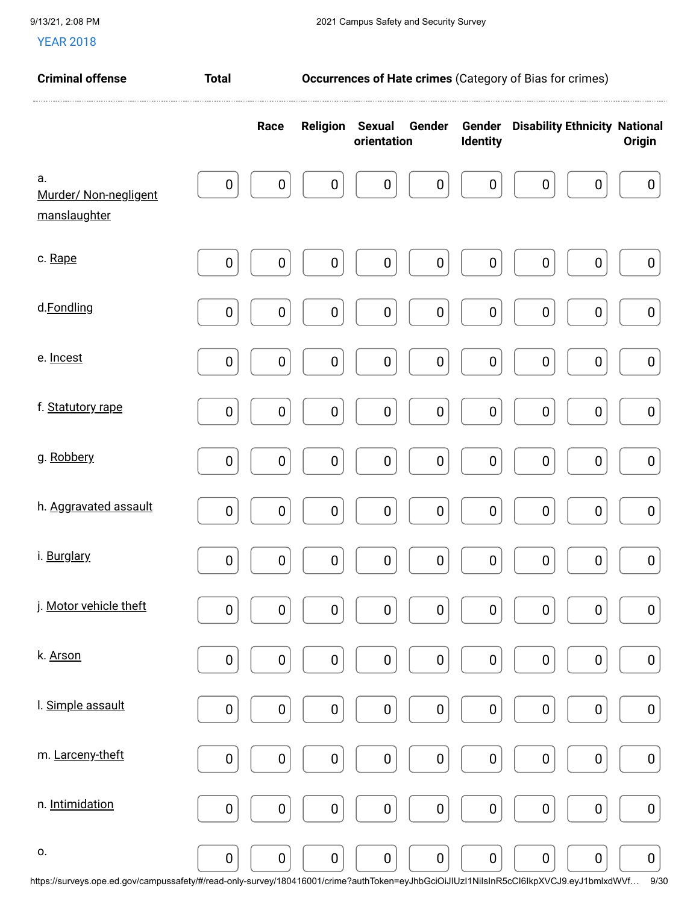YEAR 2018

| Criminal offense | Total | Occurrences of Hate crimes (Category of Bias for crimes) | | | | | | | |
|---|---|---|---|---|---|---|---|---|---|
| | | Race | Religion | Sexual orientation | Gender | Gender Identity | Disability | Ethnicity | National Origin |
| a. Murder/ Non-negligent manslaughter | 0 | 0 | 0 | 0 | 0 | 0 | 0 | 0 | 0 |
| c. Rape | 0 | 0 | 0 | 0 | 0 | 0 | 0 | 0 | 0 |
| d.Fondling | 0 | 0 | 0 | 0 | 0 | 0 | 0 | 0 | 0 |
| e. Incest | 0 | 0 | 0 | 0 | 0 | 0 | 0 | 0 | 0 |
| f. Statutory rape | 0 | 0 | 0 | 0 | 0 | 0 | 0 | 0 | 0 |
| g. Robbery | 0 | 0 | 0 | 0 | 0 | 0 | 0 | 0 | 0 |
| h. Aggravated assault | 0 | 0 | 0 | 0 | 0 | 0 | 0 | 0 | 0 |
| i. Burglary | 0 | 0 | 0 | 0 | 0 | 0 | 0 | 0 | 0 |
| j. Motor vehicle theft | 0 | 0 | 0 | 0 | 0 | 0 | 0 | 0 | 0 |
| k. Arson | 0 | 0 | 0 | 0 | 0 | 0 | 0 | 0 | 0 |
| l. Simple assault | 0 | 0 | 0 | 0 | 0 | 0 | 0 | 0 | 0 |
| m. Larceny-theft | 0 | 0 | 0 | 0 | 0 | 0 | 0 | 0 | 0 |
| n. Intimidation | 0 | 0 | 0 | 0 | 0 | 0 | 0 | 0 | 0 |
| o. | 0 | 0 | 0 | 0 | 0 | 0 | 0 | 0 | 0 |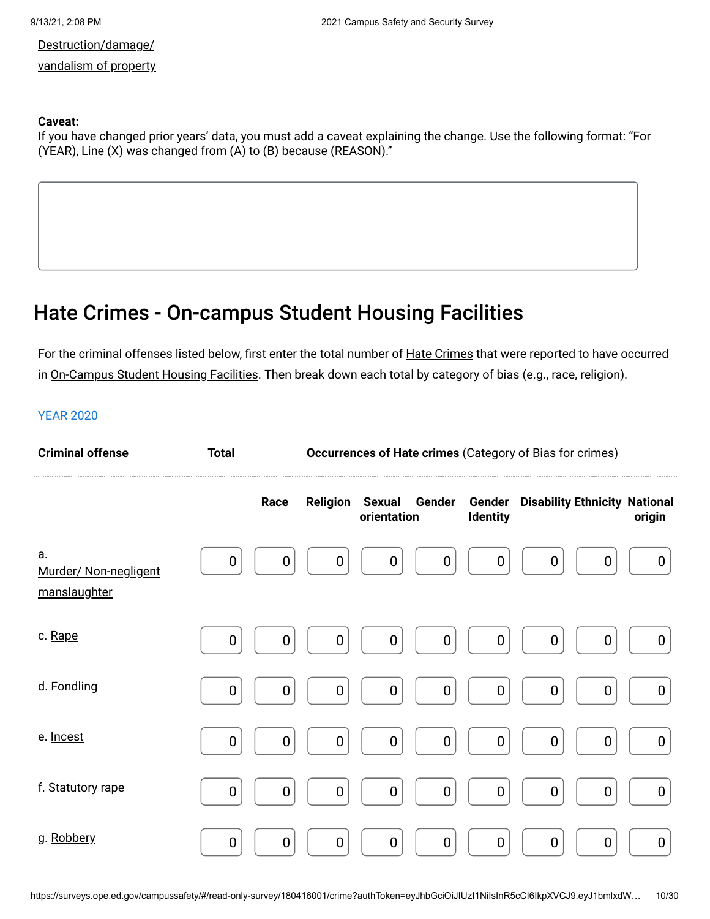Destruction/damage/ vandalism of property

**Caveat:**
If you have changed prior years' data, you must add a caveat explaining the change. Use the following format: "For (YEAR), Line (X) was changed from (A) to (B) because (REASON)."

## Hate Crimes - On-campus Student Housing Facilities

For the criminal offenses listed below, first enter the total number of Hate Crimes that were reported to have occurred in On-Campus Student Housing Facilities. Then break down each total by category of bias (e.g., race, religion).

YEAR 2020

| Criminal offense | Total | Occurrences of Hate crimes (Category of Bias for crimes) | | | | | | | |
|---|---|---|---|---|---|---|---|---|---|
| | | Race | Religion | Sexual orientation | Gender | Gender Identity | Disability | Ethnicity | National origin |
| a. Murder/ Non-negligent manslaughter | 0 | 0 | 0 | 0 | 0 | 0 | 0 | 0 | 0 |
| c. Rape | 0 | 0 | 0 | 0 | 0 | 0 | 0 | 0 | 0 |
| d. Fondling | 0 | 0 | 0 | 0 | 0 | 0 | 0 | 0 | 0 |
| e. Incest | 0 | 0 | 0 | 0 | 0 | 0 | 0 | 0 | 0 |
| f. Statutory rape | 0 | 0 | 0 | 0 | 0 | 0 | 0 | 0 | 0 |
| g. Robbery | 0 | 0 | 0 | 0 | 0 | 0 | 0 | 0 | 0 |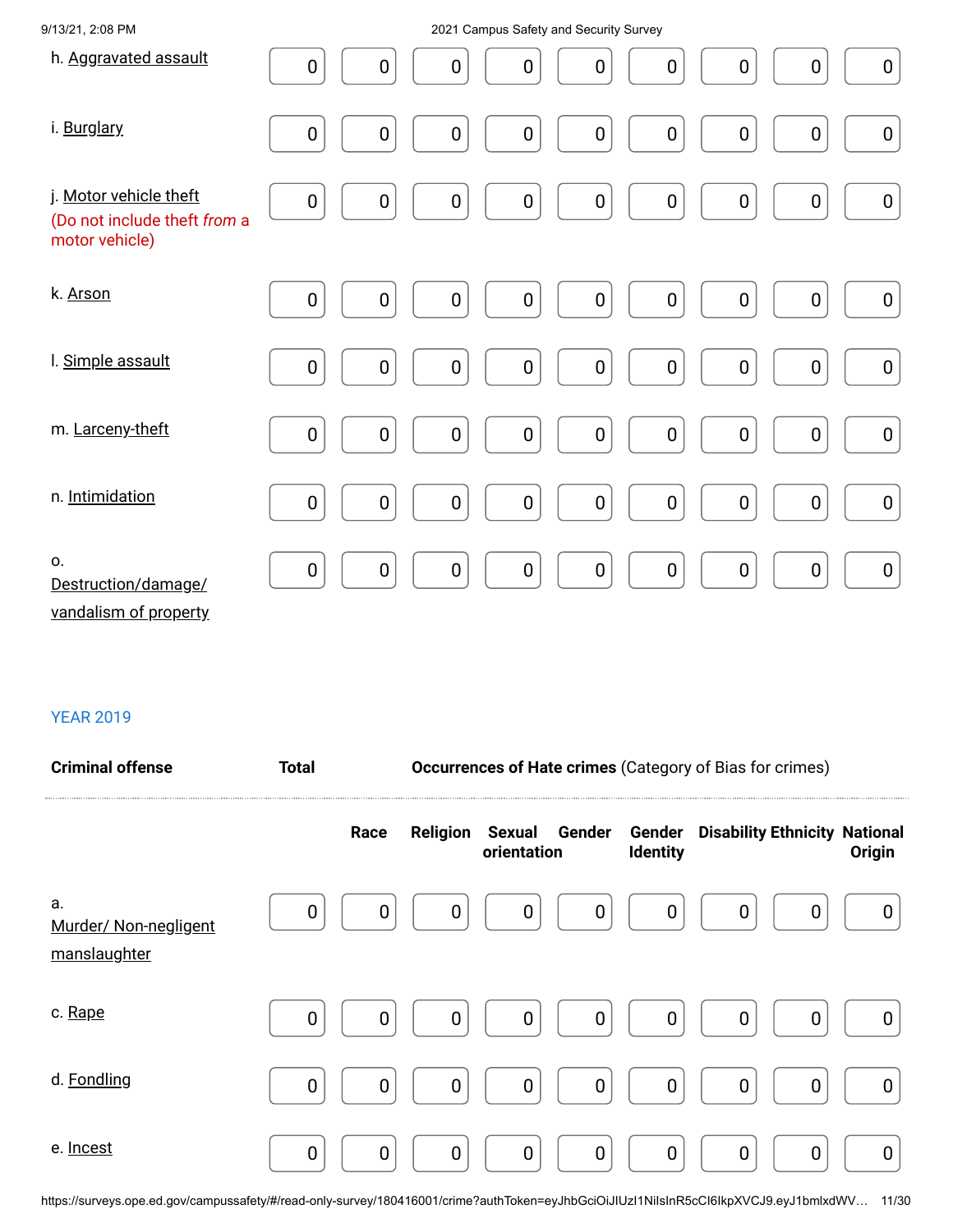| | | | | | | | | | |
|---|---|---|---|---|---|---|---|---|---|
| h. Aggravated assault | 0 | 0 | 0 | 0 | 0 | 0 | 0 | 0 | 0 |
| i. Burglary | 0 | 0 | 0 | 0 | 0 | 0 | 0 | 0 | 0 |
| j. Motor vehicle theft (Do not include theft *from* a motor vehicle) | 0 | 0 | 0 | 0 | 0 | 0 | 0 | 0 | 0 |
| k. Arson | 0 | 0 | 0 | 0 | 0 | 0 | 0 | 0 | 0 |
| l. Simple assault | 0 | 0 | 0 | 0 | 0 | 0 | 0 | 0 | 0 |
| m. Larceny-theft | 0 | 0 | 0 | 0 | 0 | 0 | 0 | 0 | 0 |
| n. Intimidation | 0 | 0 | 0 | 0 | 0 | 0 | 0 | 0 | 0 |
| o. Destruction/damage/ vandalism of property | 0 | 0 | 0 | 0 | 0 | 0 | 0 | 0 | 0 |

YEAR 2019

| Criminal offense | Total | Occurrences of Hate crimes (Category of Bias for crimes) | | | | | | | |
|---|---|---|---|---|---|---|---|---|---|
| | | **Race** | **Religion** | **Sexual orientation** | **Gender** | **Gender Identity** | **Disability** | **Ethnicity** | **National Origin** |
| a. Murder/ Non-negligent manslaughter | 0 | 0 | 0 | 0 | 0 | 0 | 0 | 0 | 0 |
| c. Rape | 0 | 0 | 0 | 0 | 0 | 0 | 0 | 0 | 0 |
| d. Fondling | 0 | 0 | 0 | 0 | 0 | 0 | 0 | 0 | 0 |
| e. Incest | 0 | 0 | 0 | 0 | 0 | 0 | 0 | 0 | 0 |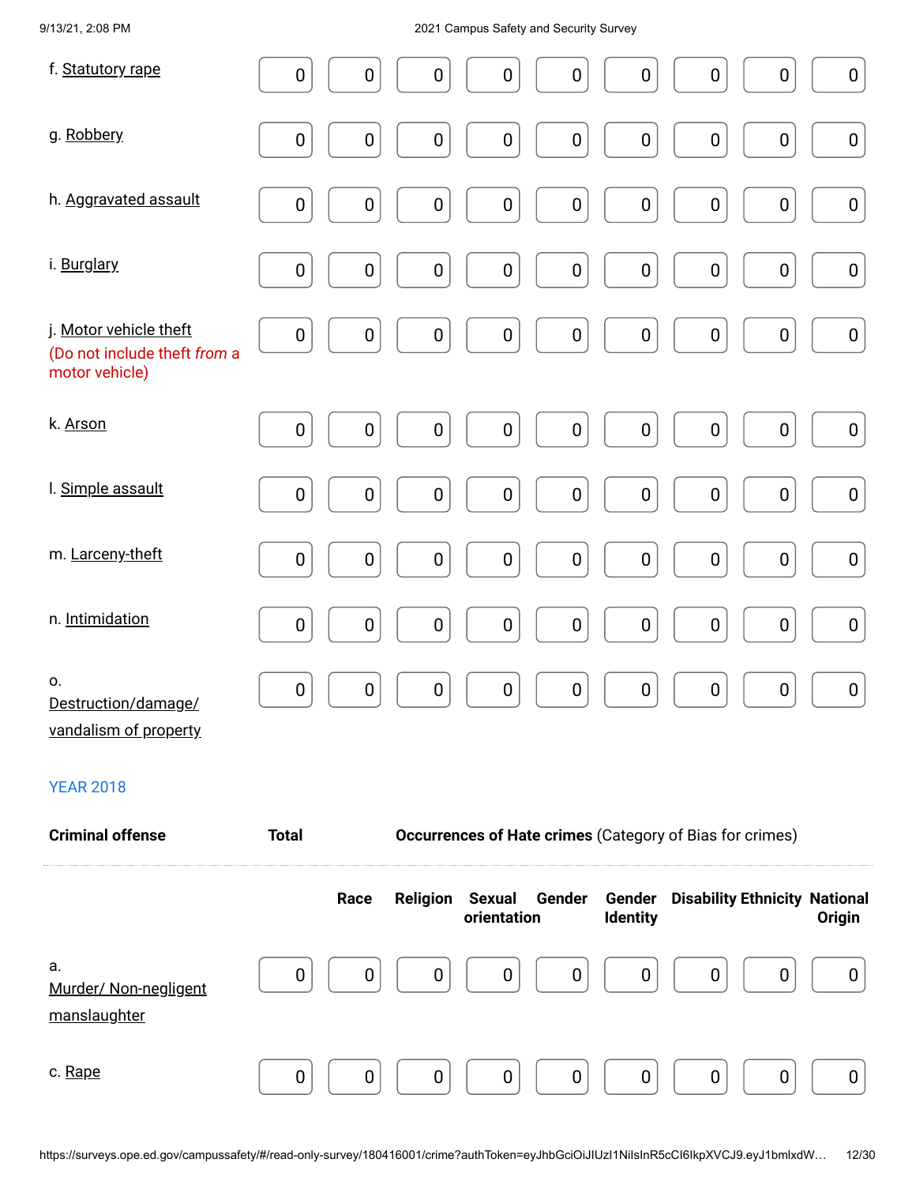| | | | | | | | | | |
|---|---|---|---|---|---|---|---|---|---|
| f. Statutory rape | 0 | 0 | 0 | 0 | 0 | 0 | 0 | 0 | 0 |
| g. Robbery | 0 | 0 | 0 | 0 | 0 | 0 | 0 | 0 | 0 |
| h. Aggravated assault | 0 | 0 | 0 | 0 | 0 | 0 | 0 | 0 | 0 |
| i. Burglary | 0 | 0 | 0 | 0 | 0 | 0 | 0 | 0 | 0 |
| j. Motor vehicle theft (Do not include theft *from* a motor vehicle) | 0 | 0 | 0 | 0 | 0 | 0 | 0 | 0 | 0 |
| k. Arson | 0 | 0 | 0 | 0 | 0 | 0 | 0 | 0 | 0 |
| l. Simple assault | 0 | 0 | 0 | 0 | 0 | 0 | 0 | 0 | 0 |
| m. Larceny-theft | 0 | 0 | 0 | 0 | 0 | 0 | 0 | 0 | 0 |
| n. Intimidation | 0 | 0 | 0 | 0 | 0 | 0 | 0 | 0 | 0 |
| o. Destruction/damage/ vandalism of property | 0 | 0 | 0 | 0 | 0 | 0 | 0 | 0 | 0 |

YEAR 2018

| Criminal offense | Total | Occurrences of Hate crimes (Category of Bias for crimes) | | | | | | | |
|---|---|---|---|---|---|---|---|---|---|
| | | Race | Religion | Sexual orientation | Gender | Gender Identity | Disability | Ethnicity | National Origin |
| a. Murder/ Non-negligent manslaughter | 0 | 0 | 0 | 0 | 0 | 0 | 0 | 0 | 0 |
| c. Rape | 0 | 0 | 0 | 0 | 0 | 0 | 0 | 0 | 0 |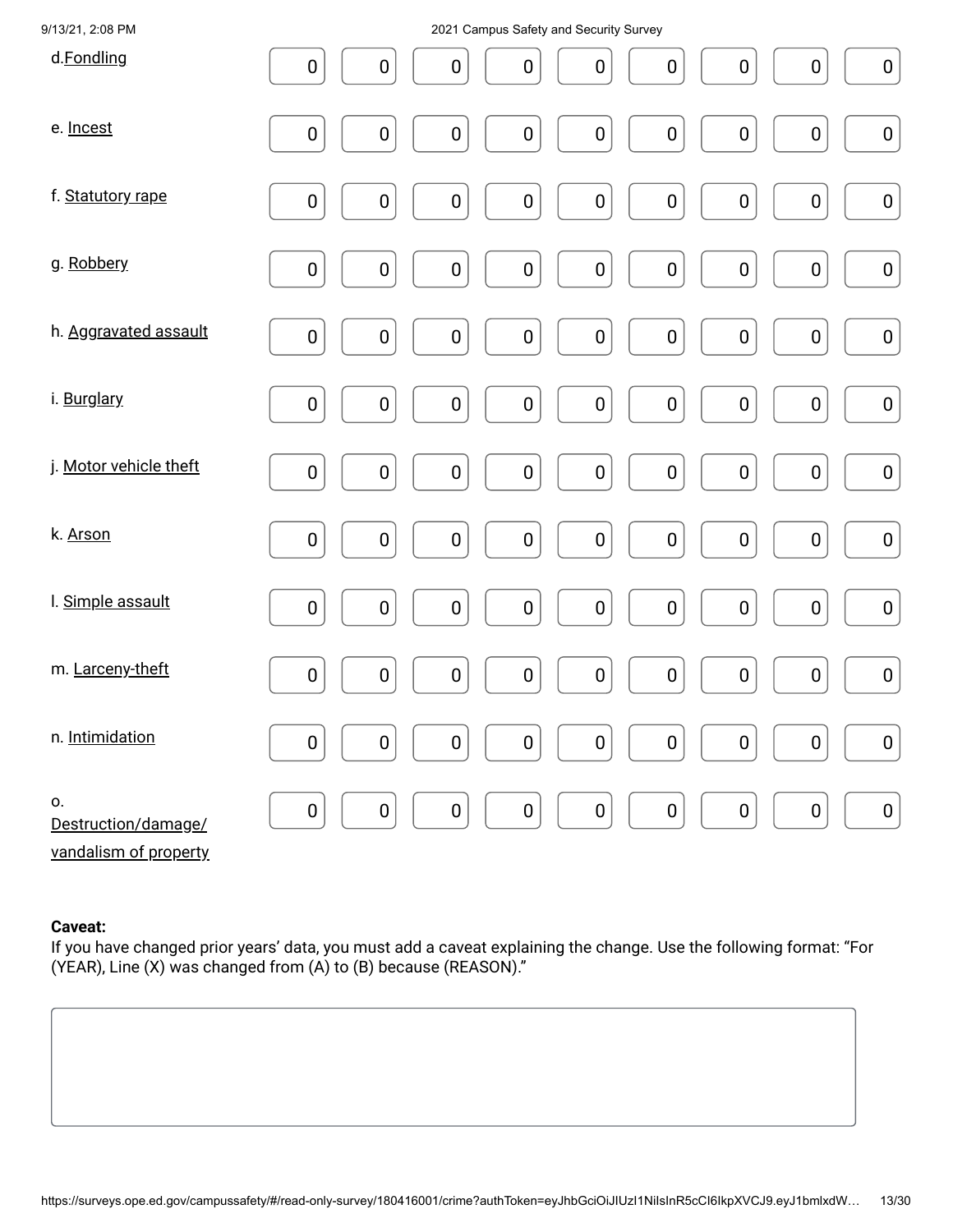| | | | | | | | | | |
|---|---|---|---|---|---|---|---|---|---|
| d. Fondling | 0 | 0 | 0 | 0 | 0 | 0 | 0 | 0 | 0 |
| e. Incest | 0 | 0 | 0 | 0 | 0 | 0 | 0 | 0 | 0 |
| f. Statutory rape | 0 | 0 | 0 | 0 | 0 | 0 | 0 | 0 | 0 |
| g. Robbery | 0 | 0 | 0 | 0 | 0 | 0 | 0 | 0 | 0 |
| h. Aggravated assault | 0 | 0 | 0 | 0 | 0 | 0 | 0 | 0 | 0 |
| i. Burglary | 0 | 0 | 0 | 0 | 0 | 0 | 0 | 0 | 0 |
| j. Motor vehicle theft | 0 | 0 | 0 | 0 | 0 | 0 | 0 | 0 | 0 |
| k. Arson | 0 | 0 | 0 | 0 | 0 | 0 | 0 | 0 | 0 |
| l. Simple assault | 0 | 0 | 0 | 0 | 0 | 0 | 0 | 0 | 0 |
| m. Larceny-theft | 0 | 0 | 0 | 0 | 0 | 0 | 0 | 0 | 0 |
| n. Intimidation | 0 | 0 | 0 | 0 | 0 | 0 | 0 | 0 | 0 |
| o. Destruction/damage/vandalism of property | 0 | 0 | 0 | 0 | 0 | 0 | 0 | 0 | 0 |

**Caveat:**
If you have changed prior years' data, you must add a caveat explaining the change. Use the following format: "For (YEAR), Line (X) was changed from (A) to (B) because (REASON)."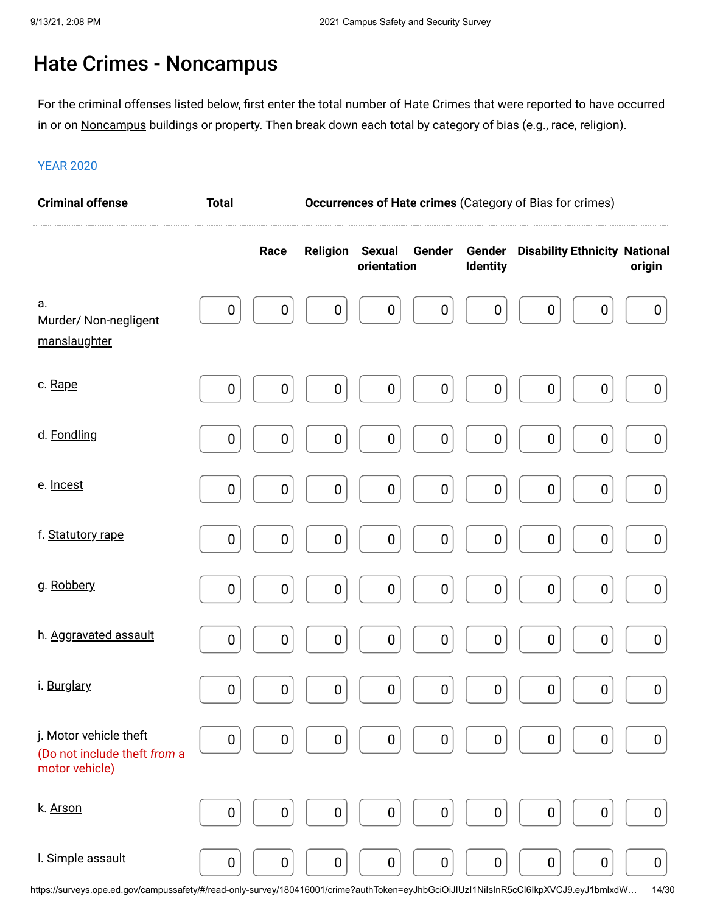# Hate Crimes - Noncampus

For the criminal offenses listed below, first enter the total number of Hate Crimes that were reported to have occurred in or on Noncampus buildings or property. Then break down each total by category of bias (e.g., race, religion).

YEAR 2020

| Criminal offense | Total | Occurrences of Hate crimes (Category of Bias for crimes) | | | | | | | |
|---|---|---|---|---|---|---|---|---|---|
| | | Race | Religion | Sexual orientation | Gender | Gender Identity | Disability | Ethnicity | National origin |
| a. Murder/ Non-negligent manslaughter | 0 | 0 | 0 | 0 | 0 | 0 | 0 | 0 | 0 |
| c. Rape | 0 | 0 | 0 | 0 | 0 | 0 | 0 | 0 | 0 |
| d. Fondling | 0 | 0 | 0 | 0 | 0 | 0 | 0 | 0 | 0 |
| e. Incest | 0 | 0 | 0 | 0 | 0 | 0 | 0 | 0 | 0 |
| f. Statutory rape | 0 | 0 | 0 | 0 | 0 | 0 | 0 | 0 | 0 |
| g. Robbery | 0 | 0 | 0 | 0 | 0 | 0 | 0 | 0 | 0 |
| h. Aggravated assault | 0 | 0 | 0 | 0 | 0 | 0 | 0 | 0 | 0 |
| i. Burglary | 0 | 0 | 0 | 0 | 0 | 0 | 0 | 0 | 0 |
| j. Motor vehicle theft (Do not include theft *from* a motor vehicle) | 0 | 0 | 0 | 0 | 0 | 0 | 0 | 0 | 0 |
| k. Arson | 0 | 0 | 0 | 0 | 0 | 0 | 0 | 0 | 0 |
| l. Simple assault | 0 | 0 | 0 | 0 | 0 | 0 | 0 | 0 | 0 |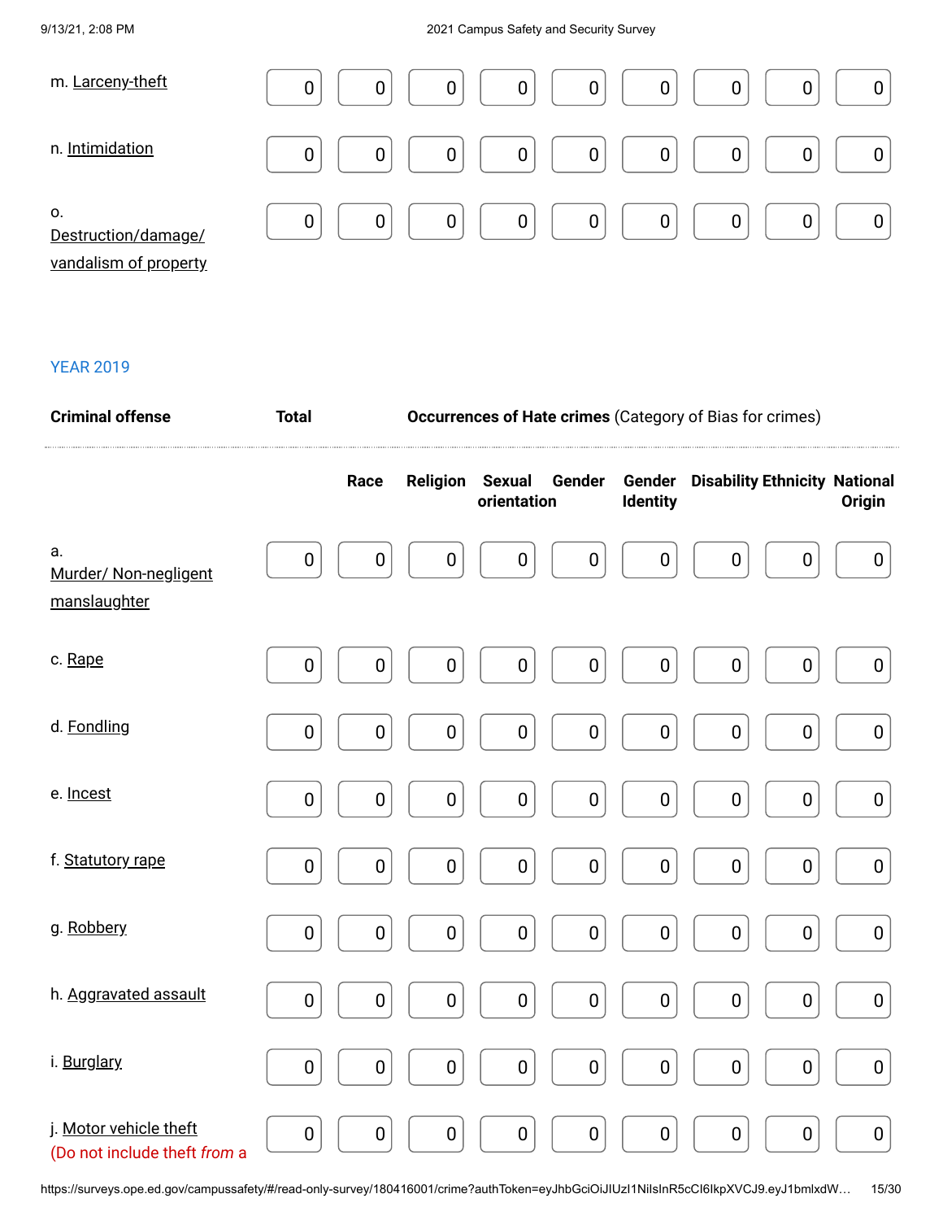| | | | | | | | | | |
|---|---|---|---|---|---|---|---|---|---|
| m. Larceny-theft | 0 | 0 | 0 | 0 | 0 | 0 | 0 | 0 | 0 |
| n. Intimidation | 0 | 0 | 0 | 0 | 0 | 0 | 0 | 0 | 0 |
| o. Destruction/damage/ vandalism of property | 0 | 0 | 0 | 0 | 0 | 0 | 0 | 0 | 0 |

YEAR 2019

| Criminal offense | Total | Occurrences of Hate crimes (Category of Bias for crimes) | | | | | | | |
|---|---|---|---|---|---|---|---|---|---|
| | | Race | Religion | Sexual orientation | Gender | Gender Identity | Disability | Ethnicity | National Origin |
| a. Murder/ Non-negligent manslaughter | 0 | 0 | 0 | 0 | 0 | 0 | 0 | 0 | 0 |
| c. Rape | 0 | 0 | 0 | 0 | 0 | 0 | 0 | 0 | 0 |
| d. Fondling | 0 | 0 | 0 | 0 | 0 | 0 | 0 | 0 | 0 |
| e. Incest | 0 | 0 | 0 | 0 | 0 | 0 | 0 | 0 | 0 |
| f. Statutory rape | 0 | 0 | 0 | 0 | 0 | 0 | 0 | 0 | 0 |
| g. Robbery | 0 | 0 | 0 | 0 | 0 | 0 | 0 | 0 | 0 |
| h. Aggravated assault | 0 | 0 | 0 | 0 | 0 | 0 | 0 | 0 | 0 |
| i. Burglary | 0 | 0 | 0 | 0 | 0 | 0 | 0 | 0 | 0 |
| j. Motor vehicle theft (Do not include theft *from* a | 0 | 0 | 0 | 0 | 0 | 0 | 0 | 0 | 0 |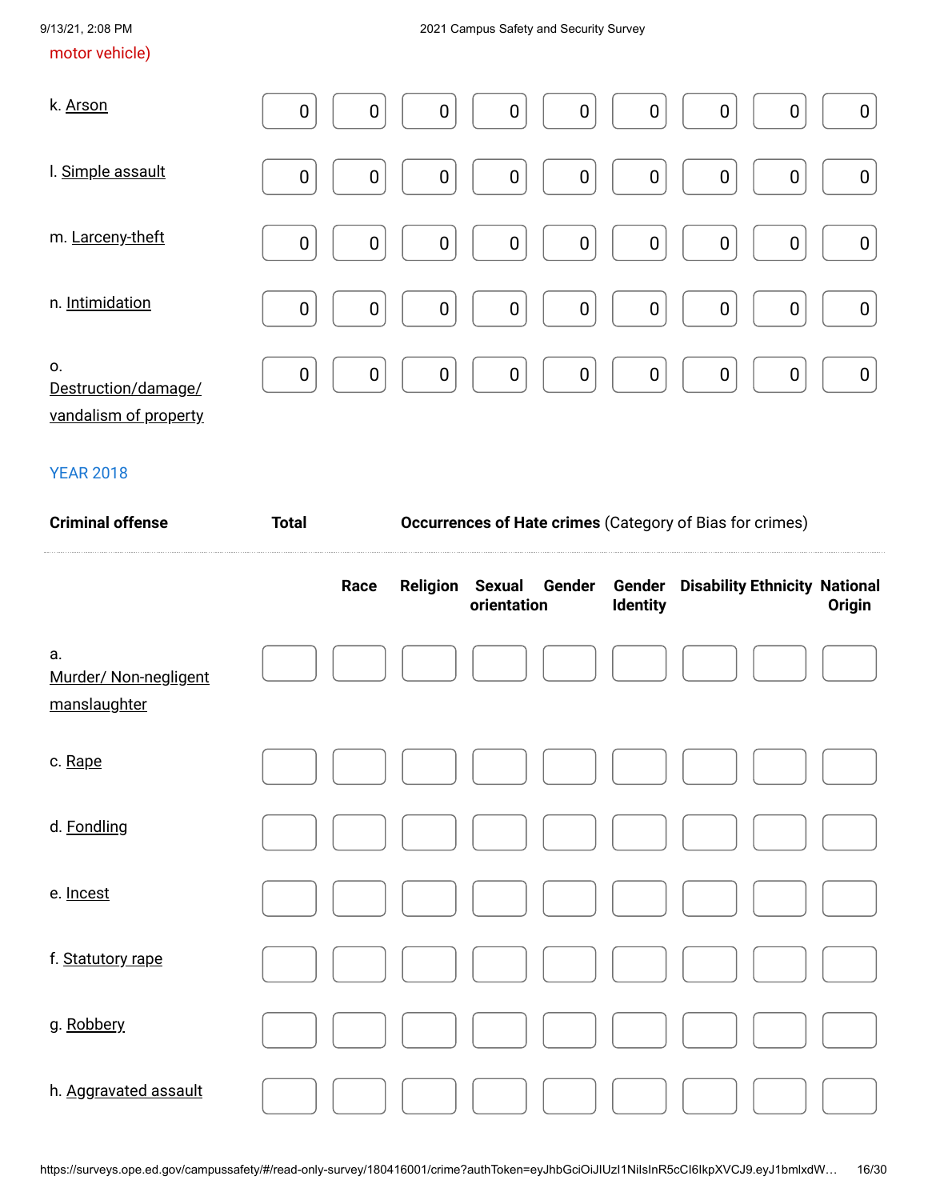motor vehicle)

| | | | | | | | | | |
|---|---|---|---|---|---|---|---|---|---|
| k. Arson | 0 | 0 | 0 | 0 | 0 | 0 | 0 | 0 | 0 |
| l. Simple assault | 0 | 0 | 0 | 0 | 0 | 0 | 0 | 0 | 0 |
| m. Larceny-theft | 0 | 0 | 0 | 0 | 0 | 0 | 0 | 0 | 0 |
| n. Intimidation | 0 | 0 | 0 | 0 | 0 | 0 | 0 | 0 | 0 |
| o. Destruction/damage/ vandalism of property | 0 | 0 | 0 | 0 | 0 | 0 | 0 | 0 | 0 |

YEAR 2018

| **Criminal offense** | **Total** | **Occurrences of Hate crimes** (Category of Bias for crimes) | | | | | | | |
|---|---|---|---|---|---|---|---|---|---|
| | | **Race** | **Religion** | **Sexual orientation** | **Gender** | **Gender Identity** | **Disability** | **Ethnicity** | **National Origin** |
| a. Murder/ Non-negligent manslaughter | | | | | | | | | |
| c. Rape | | | | | | | | | |
| d. Fondling | | | | | | | | | |
| e. Incest | | | | | | | | | |
| f. Statutory rape | | | | | | | | | |
| g. Robbery | | | | | | | | | |
| h. Aggravated assault | | | | | | | | | |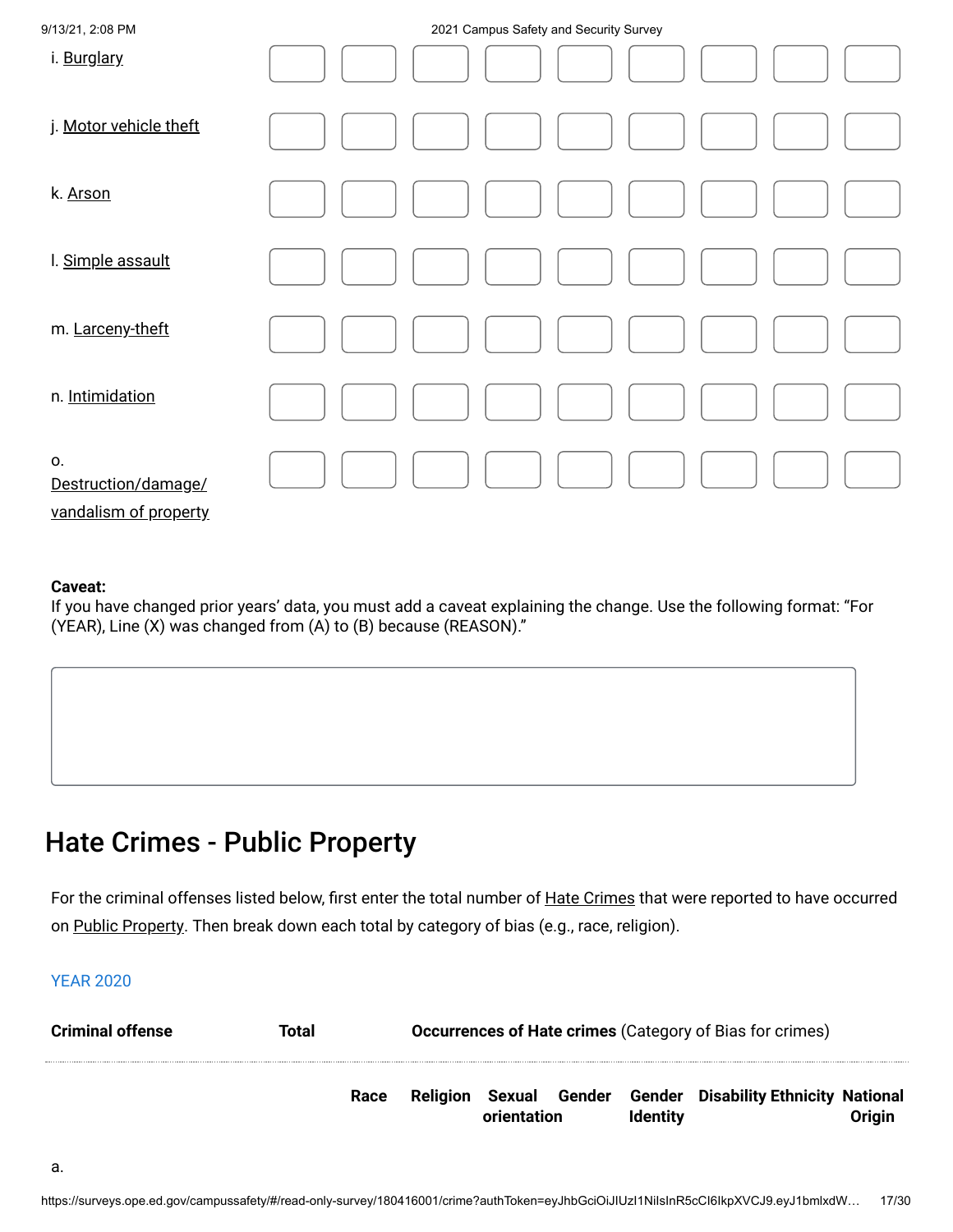| | | | | | | | | | |
|---|---|---|---|---|---|---|---|---|---|
| i. Burglary | | | | | | | | | |
| j. Motor vehicle theft | | | | | | | | | |
| k. Arson | | | | | | | | | |
| l. Simple assault | | | | | | | | | |
| m. Larceny-theft | | | | | | | | | |
| n. Intimidation | | | | | | | | | |
| o. Destruction/damage/ vandalism of property | | | | | | | | | |

**Caveat:**
If you have changed prior years' data, you must add a caveat explaining the change. Use the following format: "For (YEAR), Line (X) was changed from (A) to (B) because (REASON)."

## Hate Crimes - Public Property

For the criminal offenses listed below, first enter the total number of Hate Crimes that were reported to have occurred on Public Property. Then break down each total by category of bias (e.g., race, religion).

YEAR 2020

| Criminal offense | Total | Occurrences of Hate crimes (Category of Bias for crimes) | | | | | | | |
|---|---|---|---|---|---|---|---|---|---|
| | | Race | Religion | Sexual orientation | Gender | Gender Identity | Disability | Ethnicity | National Origin |
| a. | | | | | | | | | |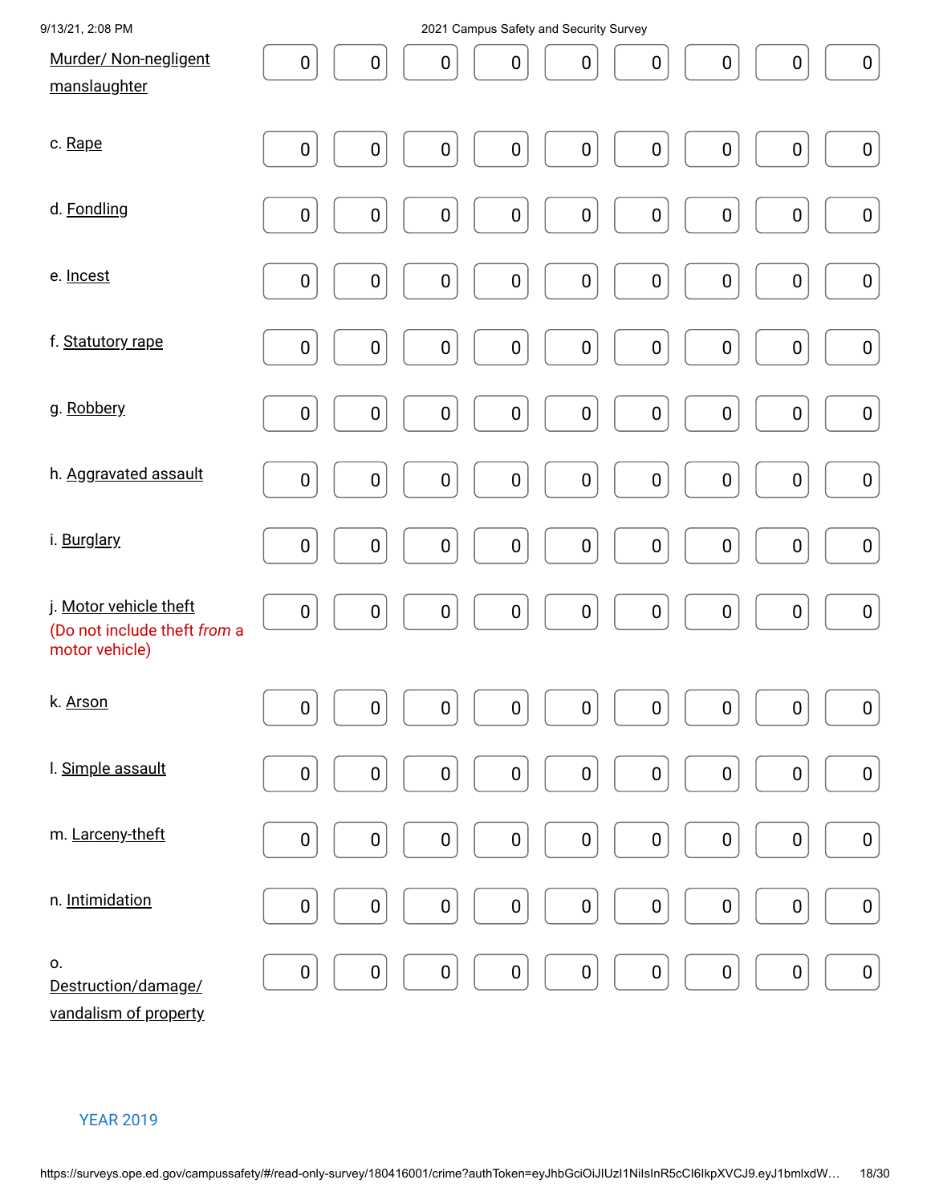| | | | | | | | | | |
|---|---|---|---|---|---|---|---|---|---|
| Murder/ Non-negligent manslaughter | 0 | 0 | 0 | 0 | 0 | 0 | 0 | 0 | 0 |
| c. Rape | 0 | 0 | 0 | 0 | 0 | 0 | 0 | 0 | 0 |
| d. Fondling | 0 | 0 | 0 | 0 | 0 | 0 | 0 | 0 | 0 |
| e. Incest | 0 | 0 | 0 | 0 | 0 | 0 | 0 | 0 | 0 |
| f. Statutory rape | 0 | 0 | 0 | 0 | 0 | 0 | 0 | 0 | 0 |
| g. Robbery | 0 | 0 | 0 | 0 | 0 | 0 | 0 | 0 | 0 |
| h. Aggravated assault | 0 | 0 | 0 | 0 | 0 | 0 | 0 | 0 | 0 |
| i. Burglary | 0 | 0 | 0 | 0 | 0 | 0 | 0 | 0 | 0 |
| j. Motor vehicle theft (Do not include theft *from* a motor vehicle) | 0 | 0 | 0 | 0 | 0 | 0 | 0 | 0 | 0 |
| k. Arson | 0 | 0 | 0 | 0 | 0 | 0 | 0 | 0 | 0 |
| l. Simple assault | 0 | 0 | 0 | 0 | 0 | 0 | 0 | 0 | 0 |
| m. Larceny-theft | 0 | 0 | 0 | 0 | 0 | 0 | 0 | 0 | 0 |
| n. Intimidation | 0 | 0 | 0 | 0 | 0 | 0 | 0 | 0 | 0 |
| o. Destruction/damage/ vandalism of property | 0 | 0 | 0 | 0 | 0 | 0 | 0 | 0 | 0 |

YEAR 2019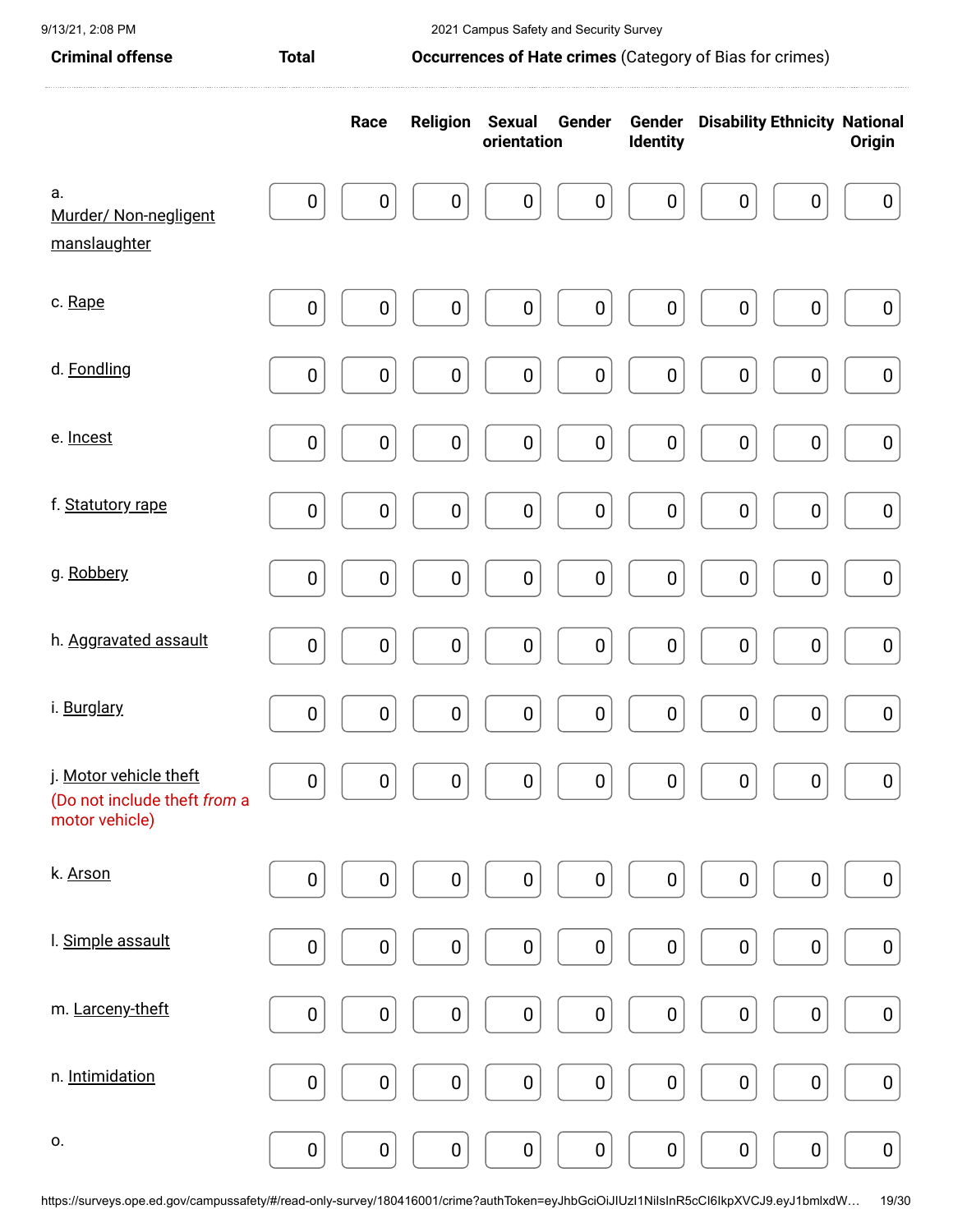| Criminal offense | Total | Occurrences of Hate crimes (Category of Bias for crimes) | | | | | | | |
|---|---|---|---|---|---|---|---|---|---|
| | | Race | Religion | Sexual orientation | Gender | Gender Identity | Disability | Ethnicity | National Origin |
| a. Murder/ Non-negligent manslaughter | 0 | 0 | 0 | 0 | 0 | 0 | 0 | 0 | 0 |
| c. Rape | 0 | 0 | 0 | 0 | 0 | 0 | 0 | 0 | 0 |
| d. Fondling | 0 | 0 | 0 | 0 | 0 | 0 | 0 | 0 | 0 |
| e. Incest | 0 | 0 | 0 | 0 | 0 | 0 | 0 | 0 | 0 |
| f. Statutory rape | 0 | 0 | 0 | 0 | 0 | 0 | 0 | 0 | 0 |
| g. Robbery | 0 | 0 | 0 | 0 | 0 | 0 | 0 | 0 | 0 |
| h. Aggravated assault | 0 | 0 | 0 | 0 | 0 | 0 | 0 | 0 | 0 |
| i. Burglary | 0 | 0 | 0 | 0 | 0 | 0 | 0 | 0 | 0 |
| j. Motor vehicle theft (Do not include theft *from* a motor vehicle) | 0 | 0 | 0 | 0 | 0 | 0 | 0 | 0 | 0 |
| k. Arson | 0 | 0 | 0 | 0 | 0 | 0 | 0 | 0 | 0 |
| l. Simple assault | 0 | 0 | 0 | 0 | 0 | 0 | 0 | 0 | 0 |
| m. Larceny-theft | 0 | 0 | 0 | 0 | 0 | 0 | 0 | 0 | 0 |
| n. Intimidation | 0 | 0 | 0 | 0 | 0 | 0 | 0 | 0 | 0 |
| o. | 0 | 0 | 0 | 0 | 0 | 0 | 0 | 0 | 0 |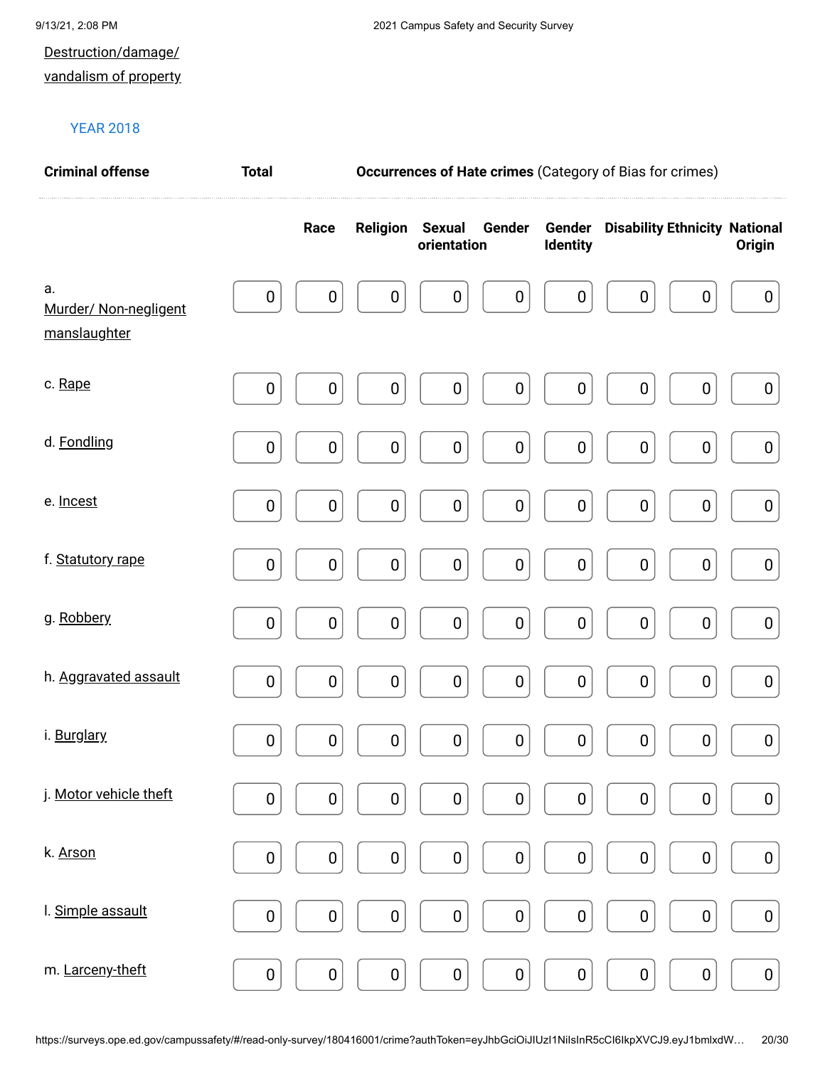Destruction/damage/ vandalism of property

YEAR 2018

| Criminal offense | Total | Occurrences of Hate crimes (Category of Bias for crimes) | | | | | | | |
|---|---|---|---|---|---|---|---|---|---|
| | | Race | Religion | Sexual orientation | Gender | Gender Identity | Disability | Ethnicity | National Origin |
| a. Murder/ Non-negligent manslaughter | 0 | 0 | 0 | 0 | 0 | 0 | 0 | 0 | 0 |
| c. Rape | 0 | 0 | 0 | 0 | 0 | 0 | 0 | 0 | 0 |
| d. Fondling | 0 | 0 | 0 | 0 | 0 | 0 | 0 | 0 | 0 |
| e. Incest | 0 | 0 | 0 | 0 | 0 | 0 | 0 | 0 | 0 |
| f. Statutory rape | 0 | 0 | 0 | 0 | 0 | 0 | 0 | 0 | 0 |
| g. Robbery | 0 | 0 | 0 | 0 | 0 | 0 | 0 | 0 | 0 |
| h. Aggravated assault | 0 | 0 | 0 | 0 | 0 | 0 | 0 | 0 | 0 |
| i. Burglary | 0 | 0 | 0 | 0 | 0 | 0 | 0 | 0 | 0 |
| j. Motor vehicle theft | 0 | 0 | 0 | 0 | 0 | 0 | 0 | 0 | 0 |
| k. Arson | 0 | 0 | 0 | 0 | 0 | 0 | 0 | 0 | 0 |
| l. Simple assault | 0 | 0 | 0 | 0 | 0 | 0 | 0 | 0 | 0 |
| m. Larceny-theft | 0 | 0 | 0 | 0 | 0 | 0 | 0 | 0 | 0 |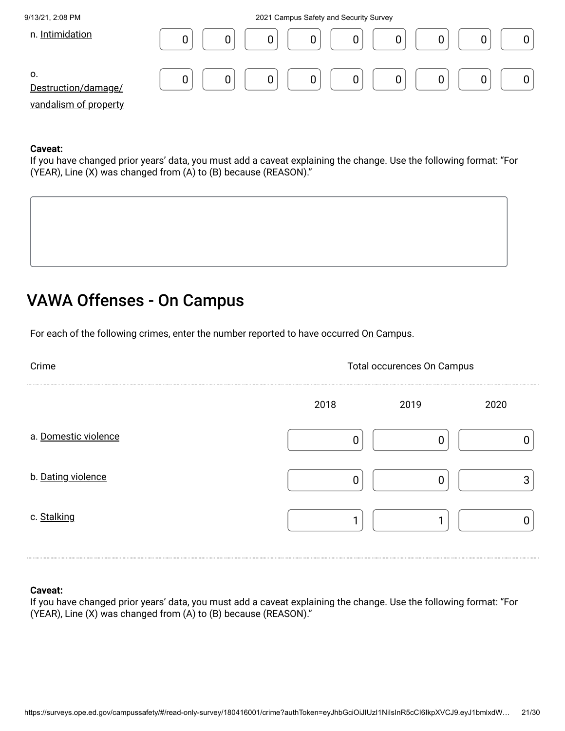| | | | | | | | | | |
|---|---|---|---|---|---|---|---|---|---|
| n. Intimidation | 0 | 0 | 0 | 0 | 0 | 0 | 0 | 0 | 0 |
| o. Destruction/damage/ vandalism of property | 0 | 0 | 0 | 0 | 0 | 0 | 0 | 0 | 0 |

**Caveat:**
If you have changed prior years' data, you must add a caveat explaining the change. Use the following format: "For (YEAR), Line (X) was changed from (A) to (B) because (REASON)."

## VAWA Offenses - On Campus

For each of the following crimes, enter the number reported to have occurred On Campus.

| Crime | Total occurences On Campus | | |
|---|---|---|---|
| | 2018 | 2019 | 2020 |
| a. Domestic violence | 0 | 0 | 0 |
| b. Dating violence | 0 | 0 | 3 |
| c. Stalking | 1 | 1 | 0 |

**Caveat:**
If you have changed prior years' data, you must add a caveat explaining the change. Use the following format: "For (YEAR), Line (X) was changed from (A) to (B) because (REASON)."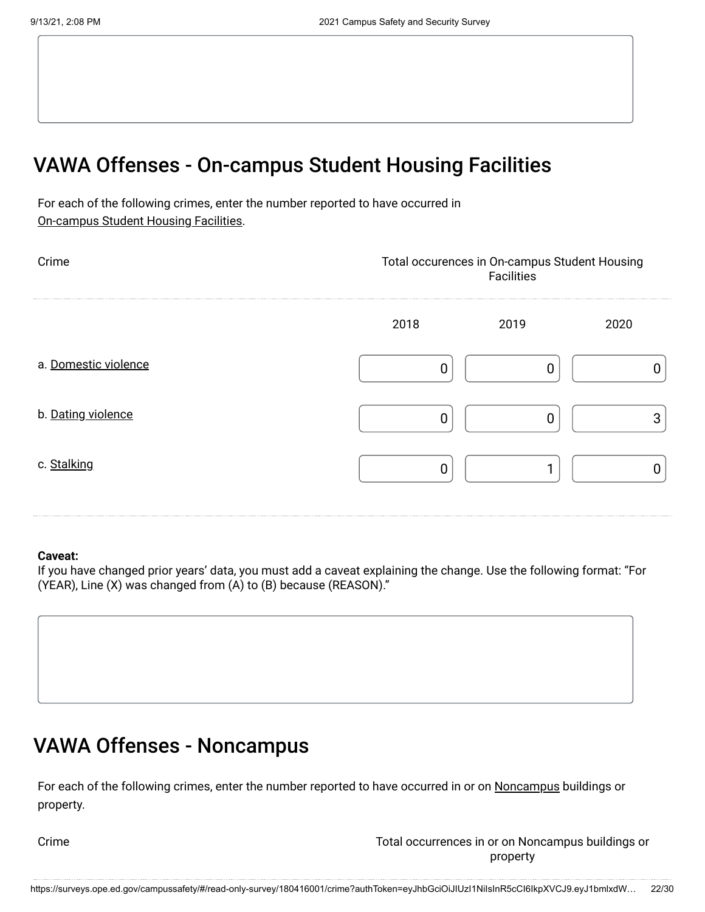## VAWA Offenses - On-campus Student Housing Facilities

For each of the following crimes, enter the number reported to have occurred in On-campus Student Housing Facilities.

| Crime | Total occurences in On-campus Student Housing Facilities | | |
|---|---|---|---|
| | 2018 | 2019 | 2020 |
| a. Domestic violence | 0 | 0 | 0 |
| b. Dating violence | 0 | 0 | 3 |
| c. Stalking | 0 | 1 | 0 |

**Caveat:**
If you have changed prior years' data, you must add a caveat explaining the change. Use the following format: "For (YEAR), Line (X) was changed from (A) to (B) because (REASON)."

## VAWA Offenses - Noncampus

For each of the following crimes, enter the number reported to have occurred in or on Noncampus buildings or property.

| Crime | Total occurrences in or on Noncampus buildings or property |
|---|---|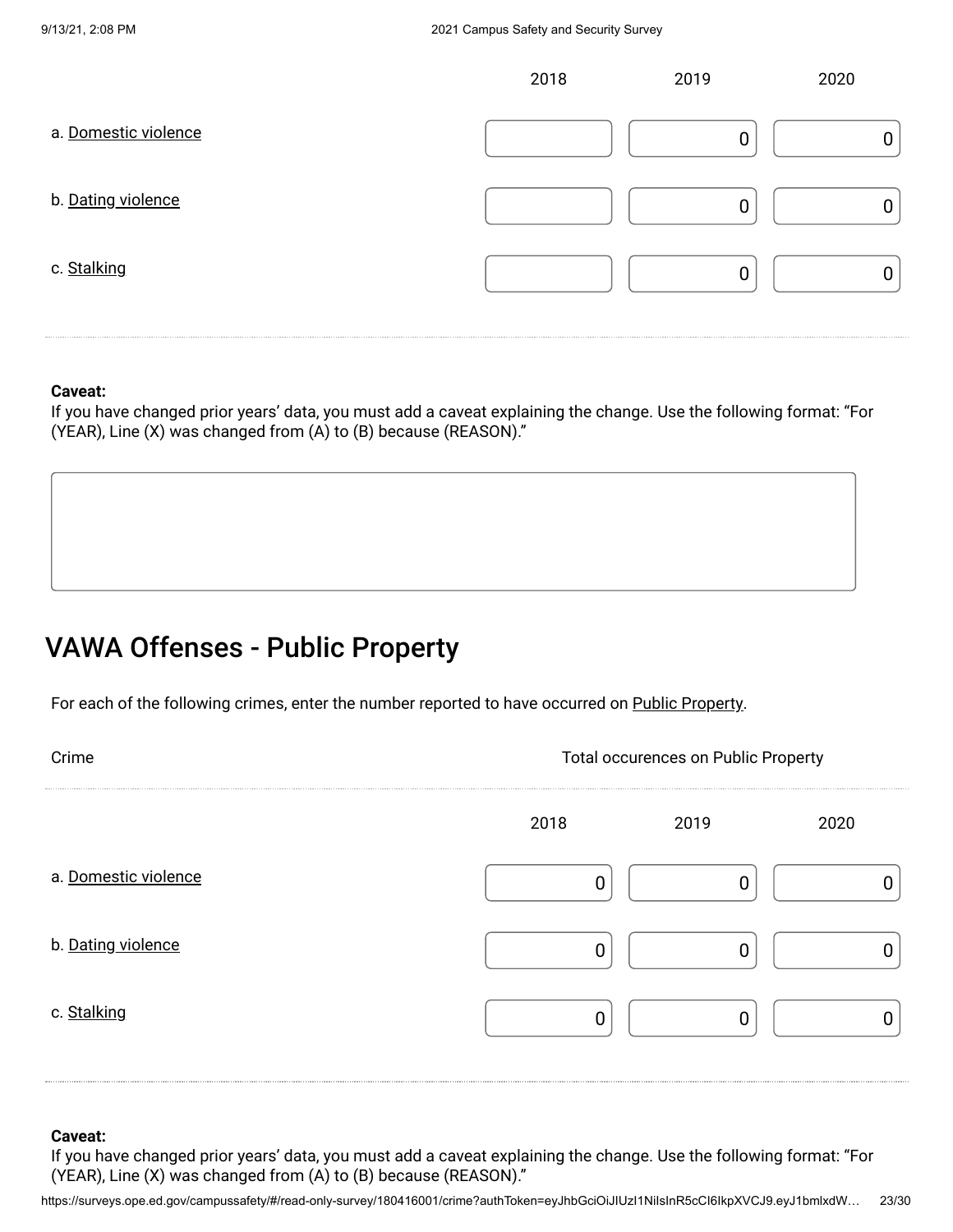| | 2018 | 2019 | 2020 |
|---|---|---|---|
| a. Domestic violence | | 0 | 0 |
| b. Dating violence | | 0 | 0 |
| c. Stalking | | 0 | 0 |

**Caveat:**
If you have changed prior years' data, you must add a caveat explaining the change. Use the following format: "For (YEAR), Line (X) was changed from (A) to (B) because (REASON)."

## VAWA Offenses - Public Property

For each of the following crimes, enter the number reported to have occurred on Public Property.

| Crime | Total occurences on Public Property | | |
|---|---|---|---|
| | 2018 | 2019 | 2020 |
| a. Domestic violence | 0 | 0 | 0 |
| b. Dating violence | 0 | 0 | 0 |
| c. Stalking | 0 | 0 | 0 |

**Caveat:**
If you have changed prior years' data, you must add a caveat explaining the change. Use the following format: "For (YEAR), Line (X) was changed from (A) to (B) because (REASON)."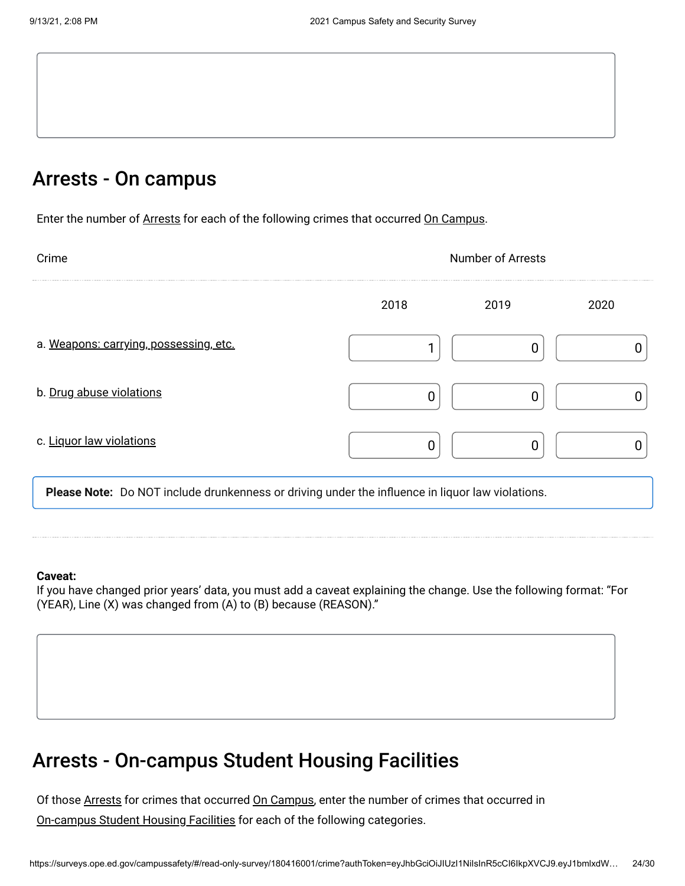## Arrests - On campus

Enter the number of Arrests for each of the following crimes that occurred On Campus.

| Crime | Number of Arrests | | |
| --- | --- | --- | --- |
| | 2018 | 2019 | 2020 |
| a. Weapons: carrying, possessing, etc. | 1 | 0 | 0 |
| b. Drug abuse violations | 0 | 0 | 0 |
| c. Liquor law violations | 0 | 0 | 0 |

**Please Note:** Do NOT include drunkenness or driving under the influence in liquor law violations.

**Caveat:**
If you have changed prior years' data, you must add a caveat explaining the change. Use the following format: "For (YEAR), Line (X) was changed from (A) to (B) because (REASON)."

## Arrests - On-campus Student Housing Facilities

Of those Arrests for crimes that occurred On Campus, enter the number of crimes that occurred in On-campus Student Housing Facilities for each of the following categories.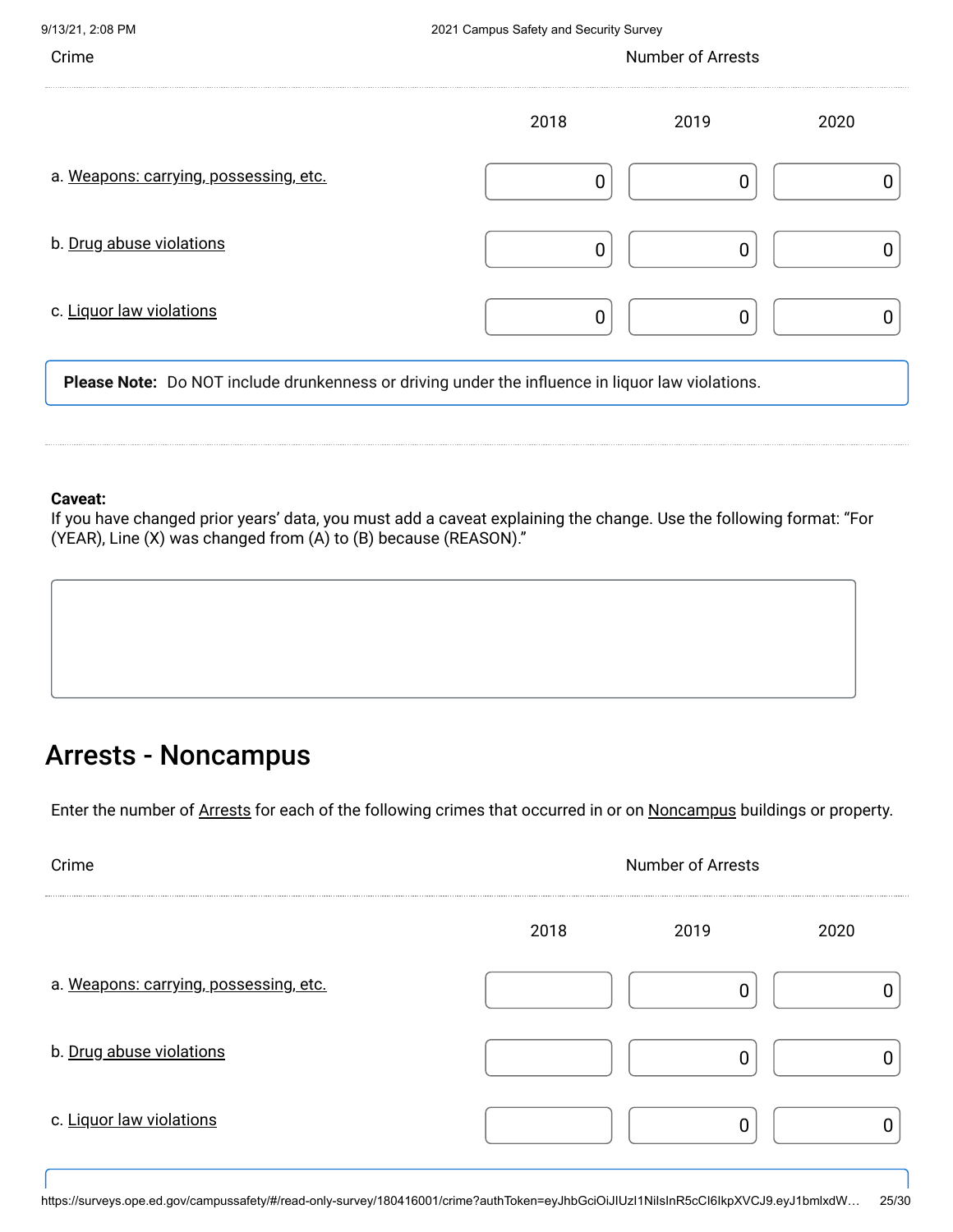| Crime | Number of Arrests | | |
|---|---|---|---|
| | 2018 | 2019 | 2020 |
| a. Weapons: carrying, possessing, etc. | 0 | 0 | 0 |
| b. Drug abuse violations | 0 | 0 | 0 |
| c. Liquor law violations | 0 | 0 | 0 |

**Please Note:** Do NOT include drunkenness or driving under the influence in liquor law violations.

**Caveat:**
If you have changed prior years' data, you must add a caveat explaining the change. Use the following format: "For (YEAR), Line (X) was changed from (A) to (B) because (REASON)."

## Arrests - Noncampus

Enter the number of Arrests for each of the following crimes that occurred in or on Noncampus buildings or property.

| Crime | Number of Arrests | | |
|---|---|---|---|
| | 2018 | 2019 | 2020 |
| a. Weapons: carrying, possessing, etc. | | 0 | 0 |
| b. Drug abuse violations | | 0 | 0 |
| c. Liquor law violations | | 0 | 0 |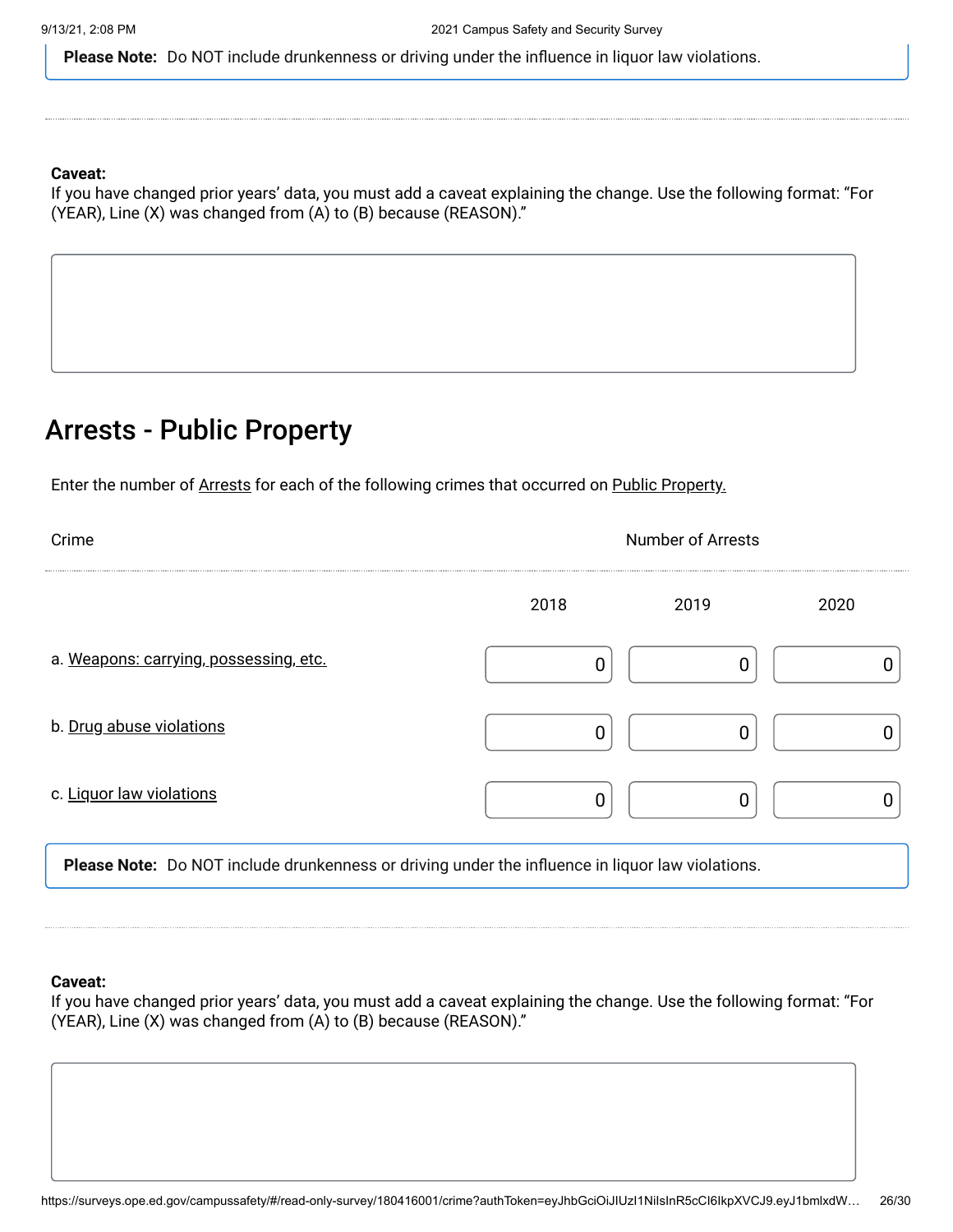**Please Note:** Do NOT include drunkenness or driving under the influence in liquor law violations.

**Caveat:**
If you have changed prior years' data, you must add a caveat explaining the change. Use the following format: "For (YEAR), Line (X) was changed from (A) to (B) because (REASON)."

## Arrests - Public Property

Enter the number of Arrests for each of the following crimes that occurred on Public Property.

| Crime | Number of Arrests | | |
|---|---|---|---|
| | 2018 | 2019 | 2020 |
| a. Weapons: carrying, possessing, etc. | 0 | 0 | 0 |
| b. Drug abuse violations | 0 | 0 | 0 |
| c. Liquor law violations | 0 | 0 | 0 |

**Please Note:** Do NOT include drunkenness or driving under the influence in liquor law violations.

**Caveat:**
If you have changed prior years' data, you must add a caveat explaining the change. Use the following format: "For (YEAR), Line (X) was changed from (A) to (B) because (REASON)."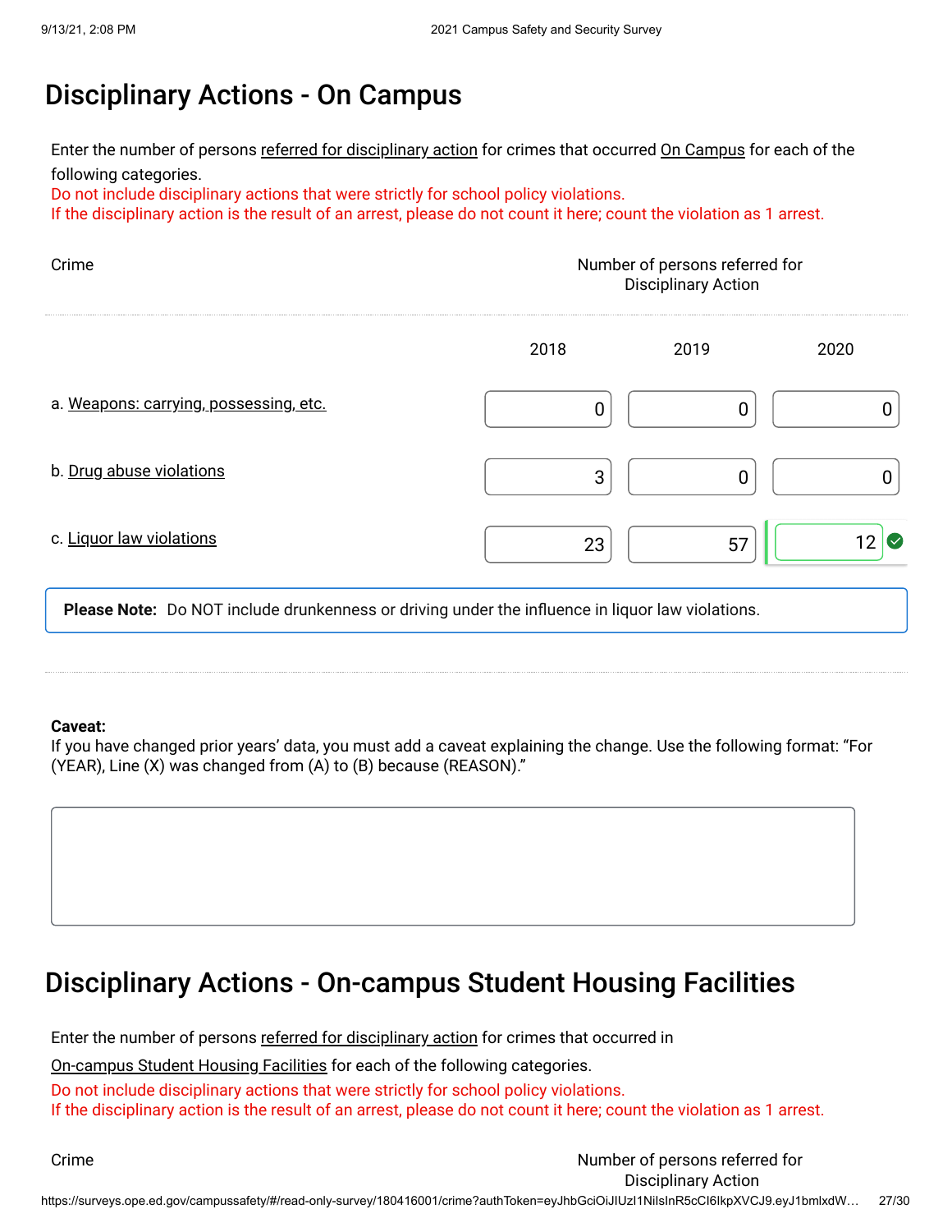## Disciplinary Actions - On Campus

Enter the number of persons referred for disciplinary action for crimes that occurred On Campus for each of the following categories.

Do not include disciplinary actions that were strictly for school policy violations.

If the disciplinary action is the result of an arrest, please do not count it here; count the violation as 1 arrest.

| Crime | Number of persons referred for Disciplinary Action | | |
|---|---|---|---|
| | 2018 | 2019 | 2020 |
| a. Weapons: carrying, possessing, etc. | 0 | 0 | 0 |
| b. Drug abuse violations | 3 | 0 | 0 |
| c. Liquor law violations | 23 | 57 | 12 |

**Please Note:** Do NOT include drunkenness or driving under the influence in liquor law violations.

**Caveat:**

If you have changed prior years' data, you must add a caveat explaining the change. Use the following format: "For (YEAR), Line (X) was changed from (A) to (B) because (REASON)."

## Disciplinary Actions - On-campus Student Housing Facilities

Enter the number of persons referred for disciplinary action for crimes that occurred in On-campus Student Housing Facilities for each of the following categories.

Do not include disciplinary actions that were strictly for school policy violations.

If the disciplinary action is the result of an arrest, please do not count it here; count the violation as 1 arrest.

| Crime | Number of persons referred for Disciplinary Action |
|---|---|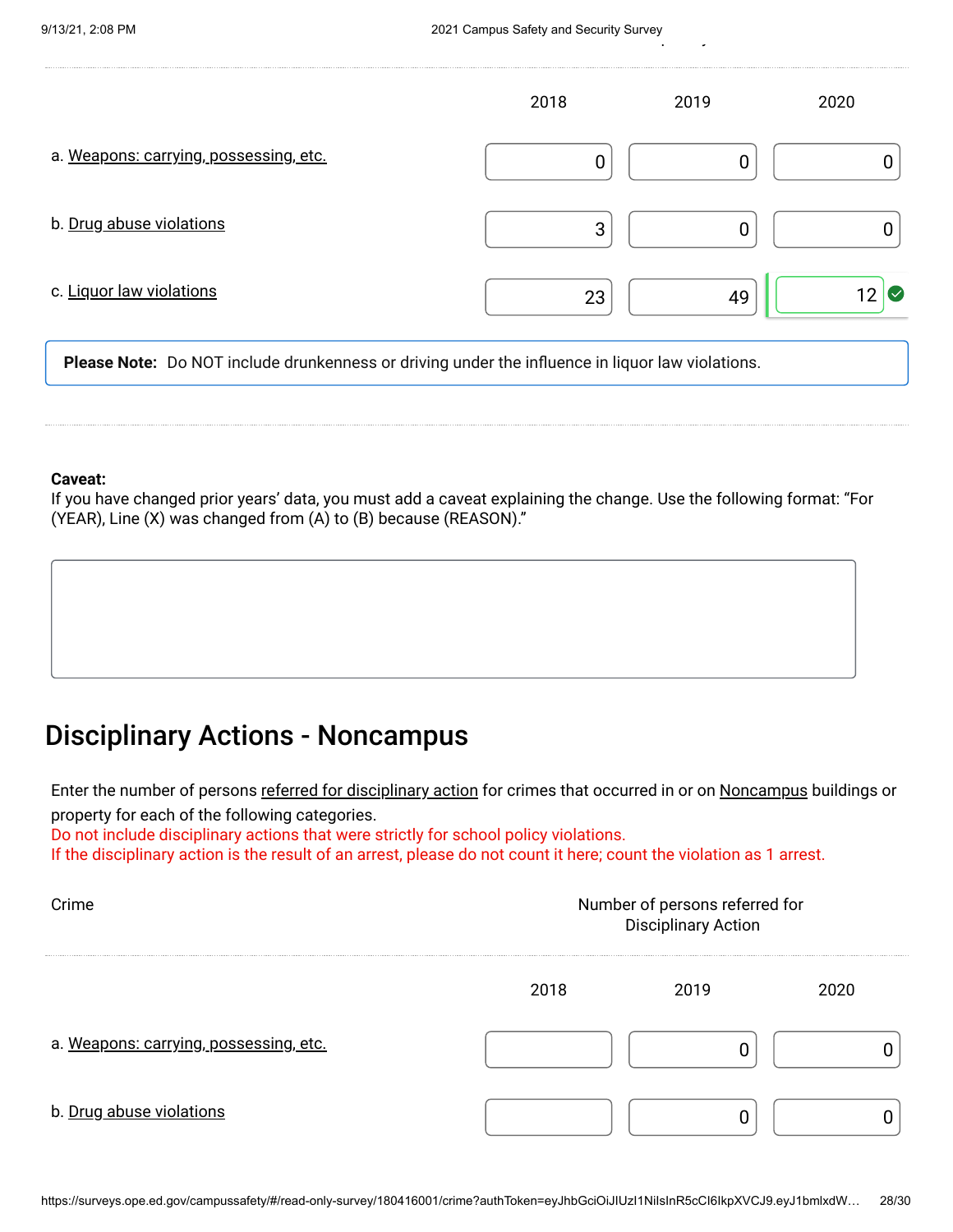| | 2018 | 2019 | 2020 |
|---|---|---|---|
| a. Weapons: carrying, possessing, etc. | 0 | 0 | 0 |
| b. Drug abuse violations | 3 | 0 | 0 |
| c. Liquor law violations | 23 | 49 | 12 |

**Please Note:** Do NOT include drunkenness or driving under the influence in liquor law violations.

**Caveat:**
If you have changed prior years' data, you must add a caveat explaining the change. Use the following format: "For (YEAR), Line (X) was changed from (A) to (B) because (REASON)."

## Disciplinary Actions - Noncampus

Enter the number of persons referred for disciplinary action for crimes that occurred in or on Noncampus buildings or property for each of the following categories.
Do not include disciplinary actions that were strictly for school policy violations.
If the disciplinary action is the result of an arrest, please do not count it here; count the violation as 1 arrest.

| Crime | Number of persons referred for Disciplinary Action | | |
|---|---|---|---|
| | 2018 | 2019 | 2020 |
| a. Weapons: carrying, possessing, etc. | | 0 | 0 |
| b. Drug abuse violations | | 0 | 0 |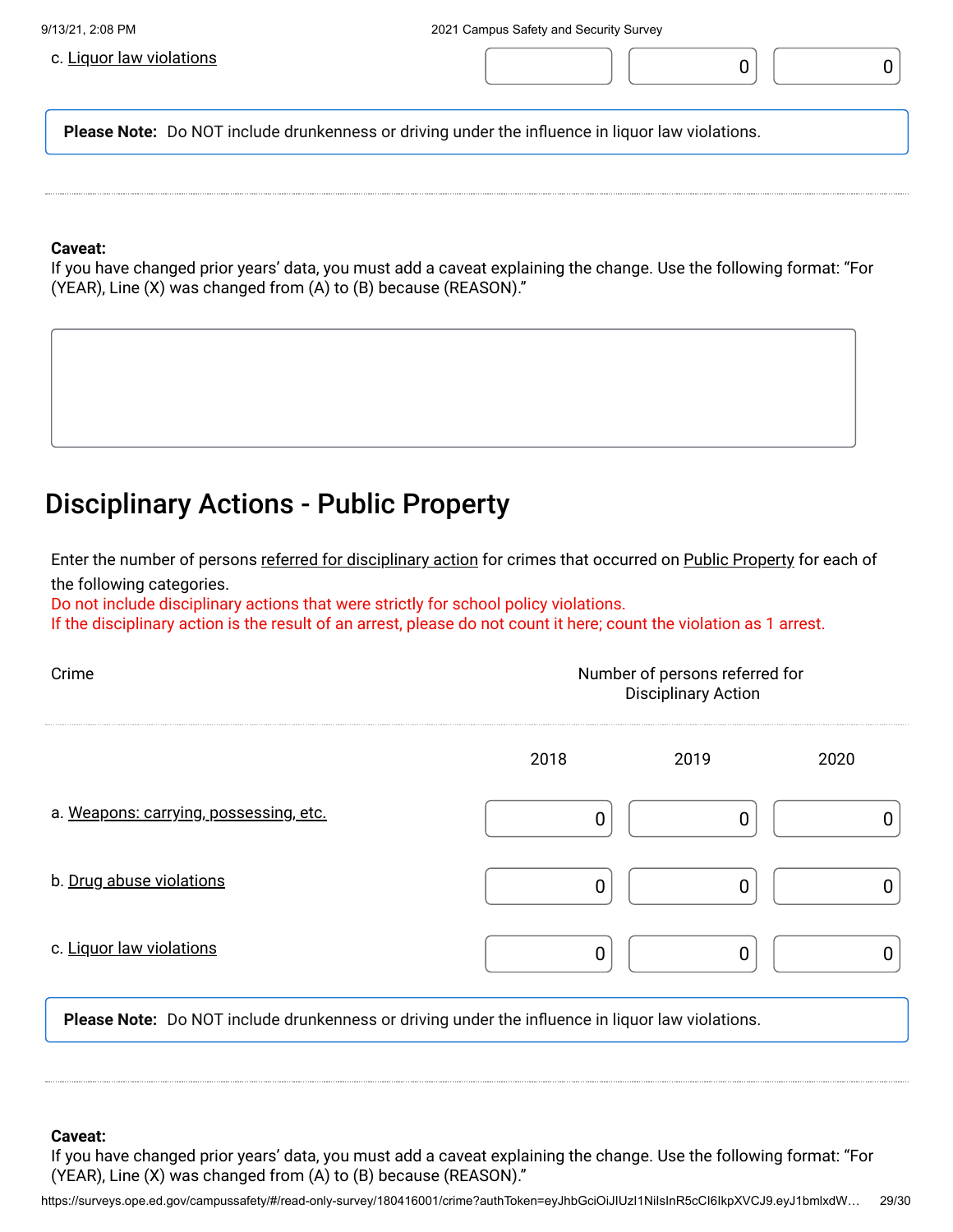| | | | |
|---|---|---|---|
| c. Liquor law violations | | 0 | 0 |

**Please Note:** Do NOT include drunkenness or driving under the influence in liquor law violations.

**Caveat:**
If you have changed prior years' data, you must add a caveat explaining the change. Use the following format: "For (YEAR), Line (X) was changed from (A) to (B) because (REASON)."

## Disciplinary Actions - Public Property

Enter the number of persons referred for disciplinary action for crimes that occurred on Public Property for each of the following categories.
Do not include disciplinary actions that were strictly for school policy violations.
If the disciplinary action is the result of an arrest, please do not count it here; count the violation as 1 arrest.

| Crime | Number of persons referred for Disciplinary Action | | |
|---|---|---|---|
| | 2018 | 2019 | 2020 |
| a. Weapons: carrying, possessing, etc. | 0 | 0 | 0 |
| b. Drug abuse violations | 0 | 0 | 0 |
| c. Liquor law violations | 0 | 0 | 0 |

**Please Note:** Do NOT include drunkenness or driving under the influence in liquor law violations.

**Caveat:**
If you have changed prior years' data, you must add a caveat explaining the change. Use the following format: "For (YEAR), Line (X) was changed from (A) to (B) because (REASON)."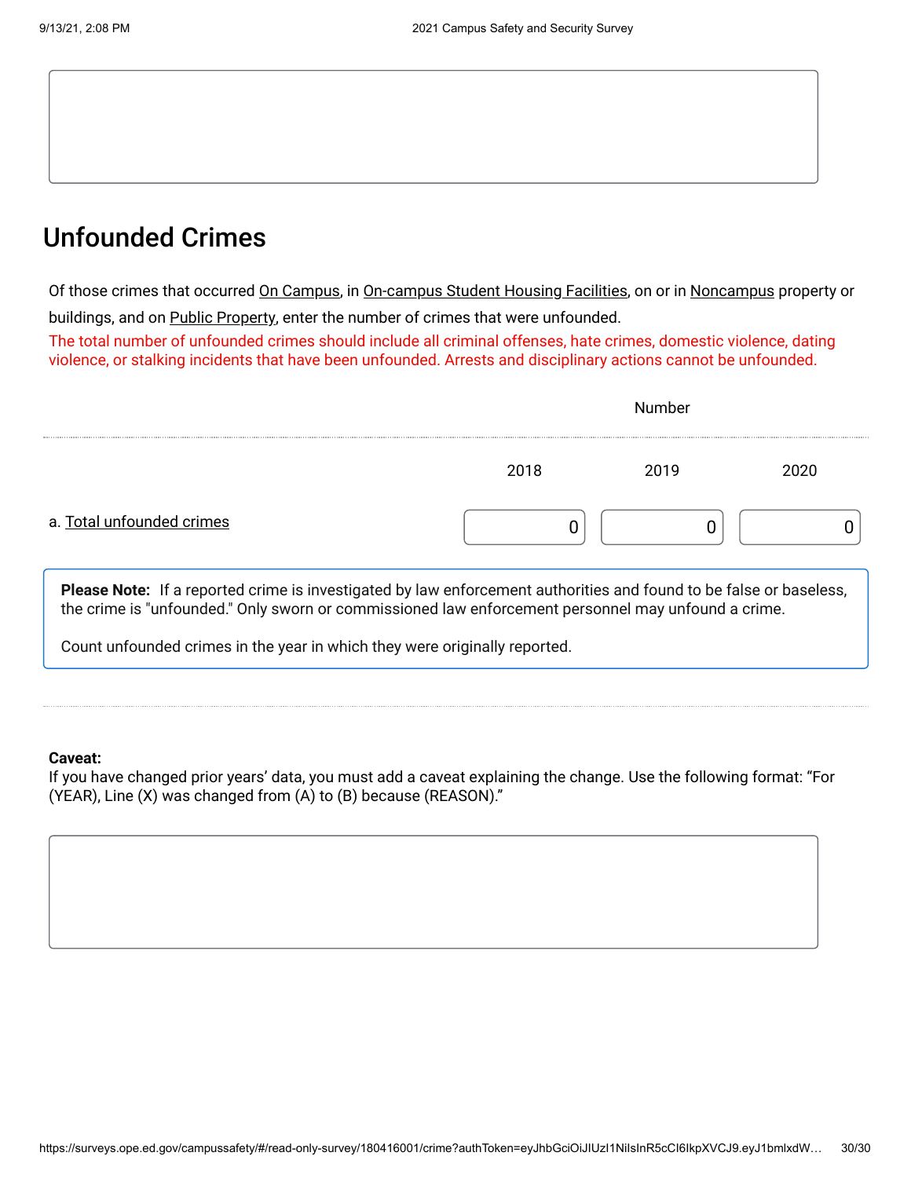## Unfounded Crimes

Of those crimes that occurred On Campus, in On-campus Student Housing Facilities, on or in Noncampus property or buildings, and on Public Property, enter the number of crimes that were unfounded.

The total number of unfounded crimes should include all criminal offenses, hate crimes, domestic violence, dating violence, or stalking incidents that have been unfounded. Arrests and disciplinary actions cannot be unfounded.

| | Number | | |
|---|---|---|---|
| | 2018 | 2019 | 2020 |
| a. Total unfounded crimes | 0 | 0 | 0 |

**Please Note:** If a reported crime is investigated by law enforcement authorities and found to be false or baseless, the crime is "unfounded." Only sworn or commissioned law enforcement personnel may unfound a crime.

Count unfounded crimes in the year in which they were originally reported.

**Caveat:**
If you have changed prior years' data, you must add a caveat explaining the change. Use the following format: "For (YEAR), Line (X) was changed from (A) to (B) because (REASON)."